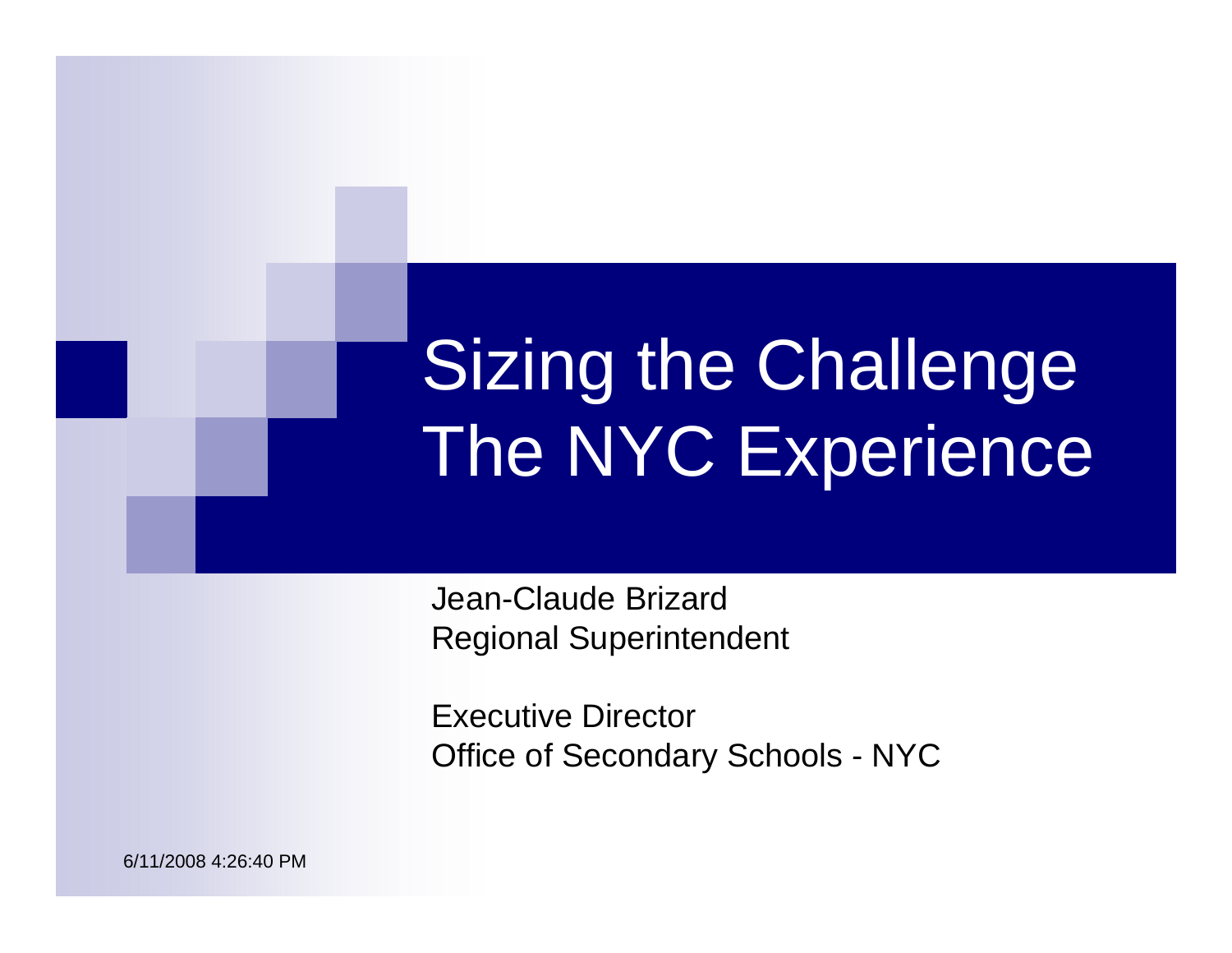# Sizing the Challenge The NYC Experience

Jean-Claude Brizard
Regional Superintendent

Executive Director
Office of Secondary Schools - NYC

6/11/2008 4:26:40 PM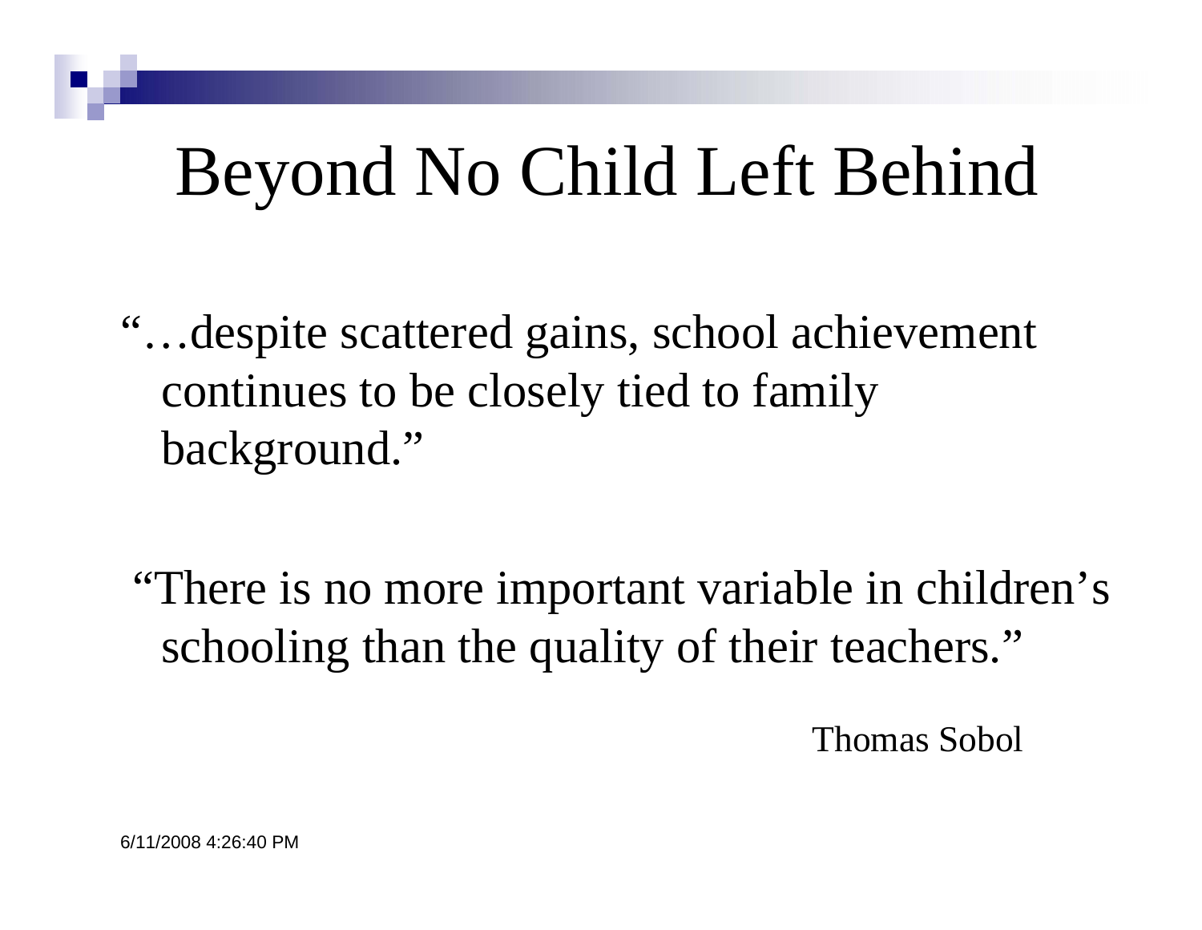# Beyond No Child Left Behind

"…despite scattered gains, school achievement continues to be closely tied to family background."

"There is no more important variable in children's schooling than the quality of their teachers."

Thomas Sobol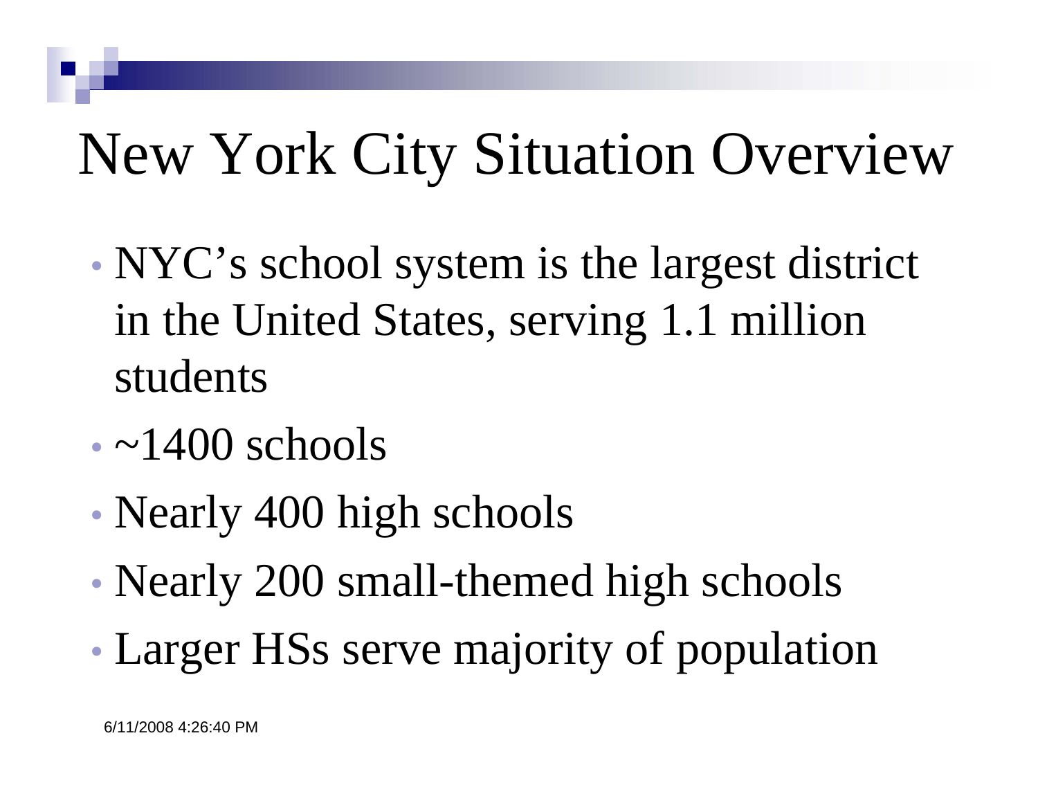# New York City Situation Overview

- NYC's school system is the largest district in the United States, serving 1.1 million students
- ~1400 schools
- Nearly 400 high schools
- Nearly 200 small-themed high schools
- Larger HSs serve majority of population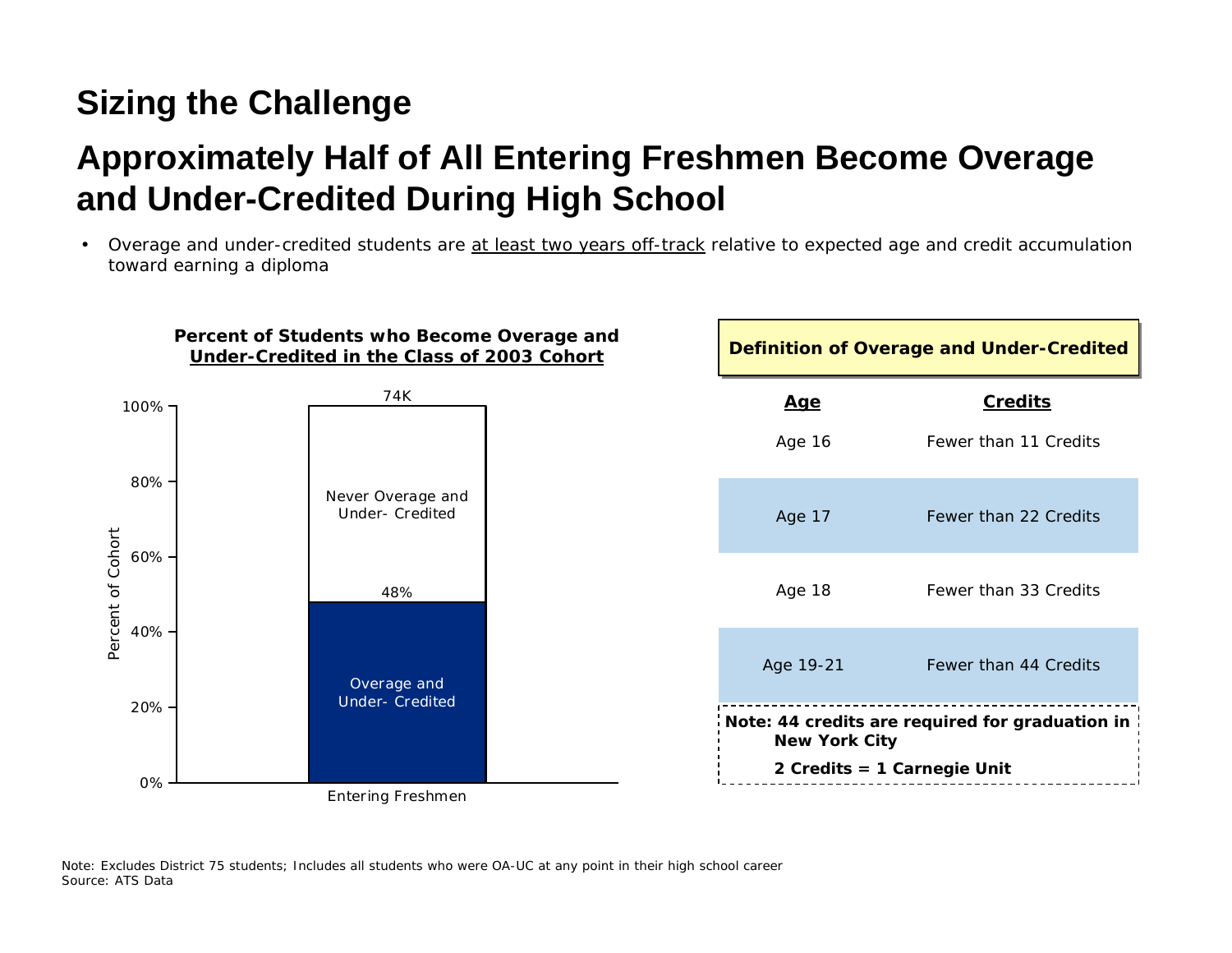## Sizing the Challenge

# Approximately Half of All Entering Freshmen Become Overage and Under-Credited During High School

- Overage and under-credited students are <u>at least two years off-track</u> relative to expected age and credit accumulation toward earning a diploma

**Percent of Students who Become Overage and Under-Credited in the Class of 2003 Cohort**

| Entering Freshmen (74K) | Percent of Cohort |
|---|---|
| Never Overage and Under- Credited | 52% |
| Overage and Under- Credited | 48% |

**Definition of Overage and Under-Credited**

| Age | Credits |
|---|---|
| Age 16 | Fewer than 11 Credits |
| Age 17 | Fewer than 22 Credits |
| Age 18 | Fewer than 33 Credits |
| Age 19-21 | Fewer than 44 Credits |

**Note: 44 credits are required for graduation in New York City**

**2 Credits = 1 Carnegie Unit**

Note: Excludes District 75 students; Includes all students who were OA-UC at any point in their high school career
Source: ATS Data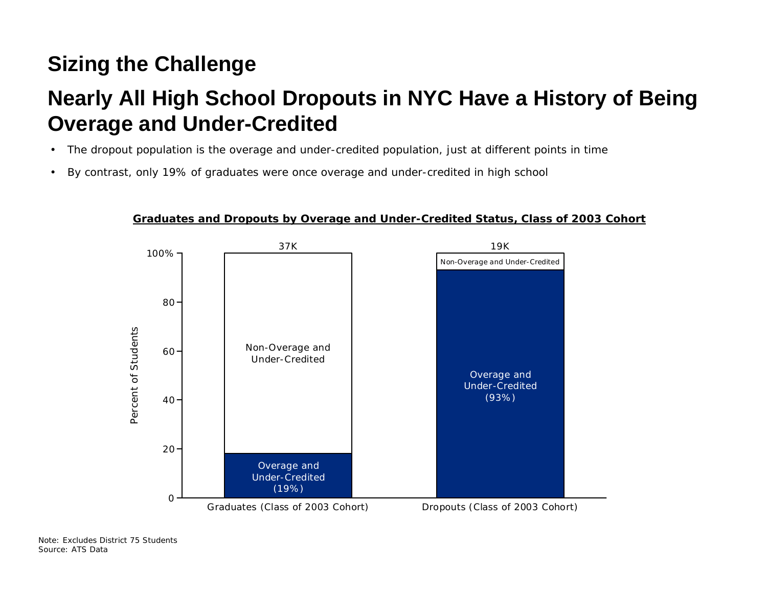# Sizing the Challenge

## Nearly All High School Dropouts in NYC Have a History of Being Overage and Under-Credited

- The dropout population is the overage and under-credited population, just at different points in time
- By contrast, only 19% of graduates were once overage and under-credited in high school

**Graduates and Dropouts by Overage and Under-Credited Status, Class of 2003 Cohort**

| | Graduates (Class of 2003 Cohort) | Dropouts (Class of 2003 Cohort) |
|---|---|---|
| Total | 37K | 19K |
| Overage and Under-Credited | 19% | 93% |
| Non-Overage and Under-Credited | | |

Note: Excludes District 75 Students
Source: ATS Data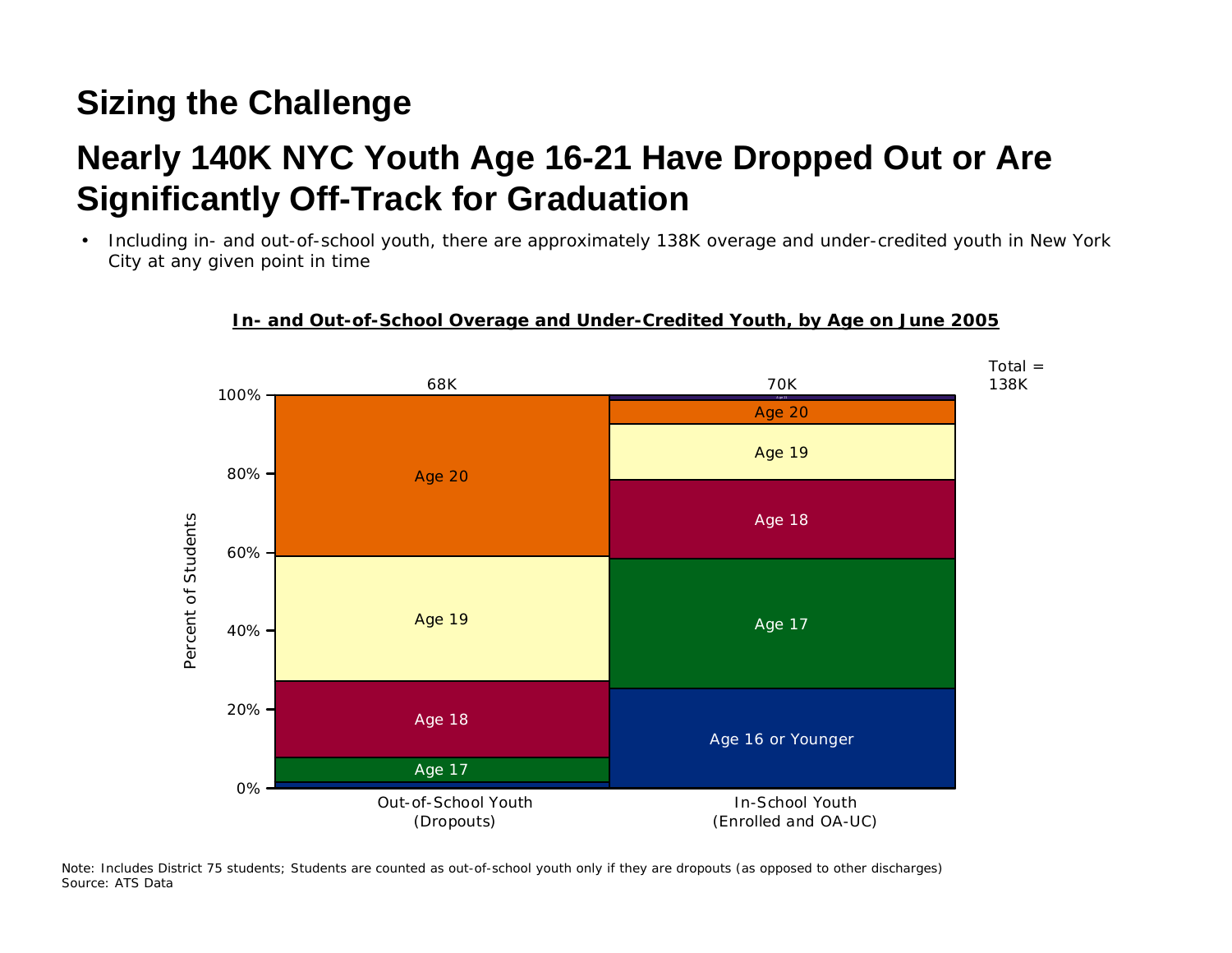# Sizing the Challenge

## Nearly 140K NYC Youth Age 16-21 Have Dropped Out or Are Significantly Off-Track for Graduation

- Including in- and out-of-school youth, there are approximately 138K overage and under-credited youth in New York City at any given point in time

**In- and Out-of-School Overage and Under-Credited Youth, by Age on June 2005**

Total = 138K

| Percent of Students | Out-of-School Youth (Dropouts) — 68K | In-School Youth (Enrolled and OA-UC) — 70K |
|---|---|---|
| Age 21 | | ~1% |
| Age 20 | ~41% | ~6% |
| Age 19 | ~32% | ~14% |
| Age 18 | ~19% | ~20% |
| Age 17 | ~6% | ~33% |
| Age 16 or Younger | ~1% | ~25% |

Note: Includes District 75 students; Students are counted as out-of-school youth only if they are dropouts (as opposed to other discharges)
Source: ATS Data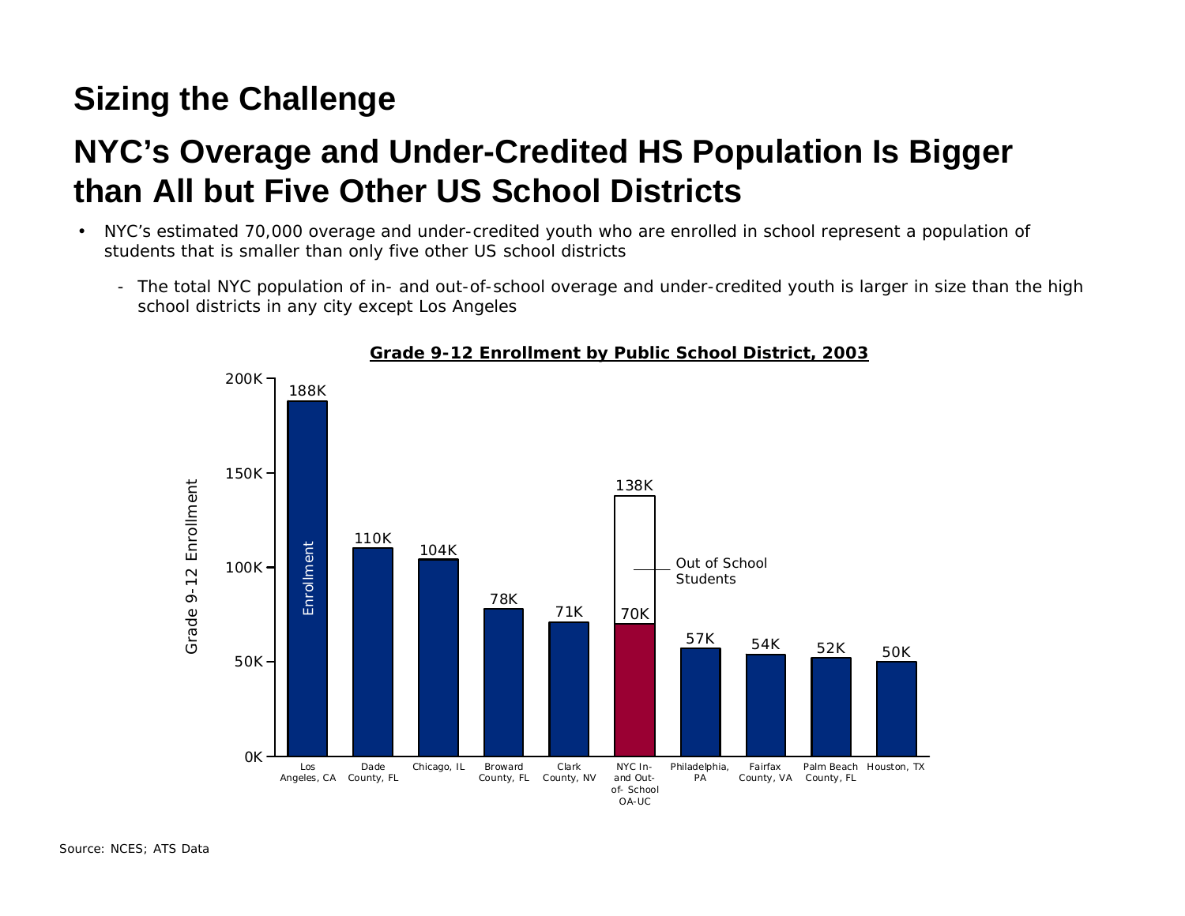## Sizing the Challenge

## NYC's Overage and Under-Credited HS Population Is Bigger than All but Five Other US School Districts

- NYC's estimated 70,000 overage and under-credited youth who are enrolled in school represent a population of students that is smaller than only five other US school districts
  - The total NYC population of in- and out-of-school overage and under-credited youth is larger in size than the high school districts in any city except Los Angeles

**Grade 9-12 Enrollment by Public School District, 2003**

| District | Grade 9-12 Enrollment |
|---|---|
| Los Angeles, CA | 188K |
| Dade County, FL | 110K |
| Chicago, IL | 104K |
| Broward County, FL | 78K |
| Clark County, NV | 71K |
| NYC In- and Out-of- School OA-UC | 70K (Enrollment); 138K (incl. Out of School Students) |
| Philadelphia, PA | 57K |
| Fairfax County, VA | 54K |
| Palm Beach County, FL | 52K |
| Houston, TX | 50K |

Source: NCES; ATS Data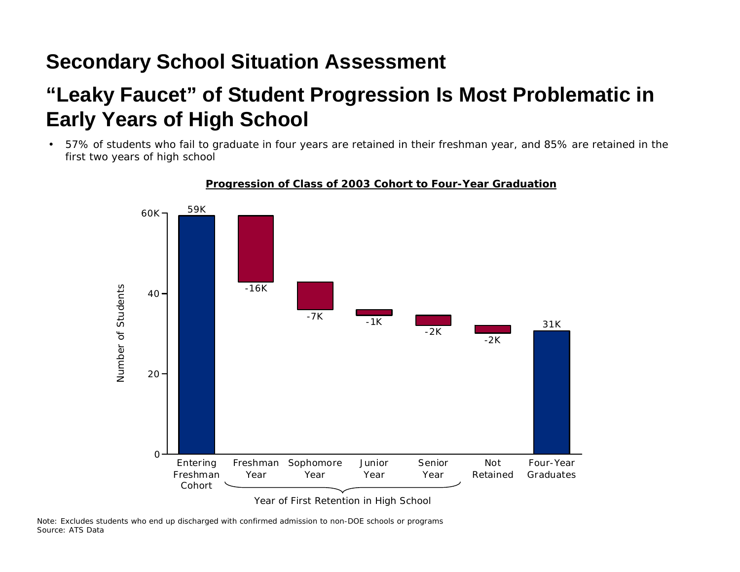# Secondary School Situation Assessment

## "Leaky Faucet" of Student Progression Is Most Problematic in Early Years of High School

- 57% of students who fail to graduate in four years are retained in their freshman year, and 85% are retained in the first two years of high school

**Progression of Class of 2003 Cohort to Four-Year Graduation**

| Category | Number of Students |
|---|---|
| Entering Freshman Cohort | 59K |
| Freshman Year | -16K |
| Sophomore Year | -7K |
| Junior Year | -1K |
| Senior Year | -2K |
| Not Retained | -2K |
| Four-Year Graduates | 31K |

Freshman Year through Senior Year: Year of First Retention in High School

Note: Excludes students who end up discharged with confirmed admission to non-DOE schools or programs
Source: ATS Data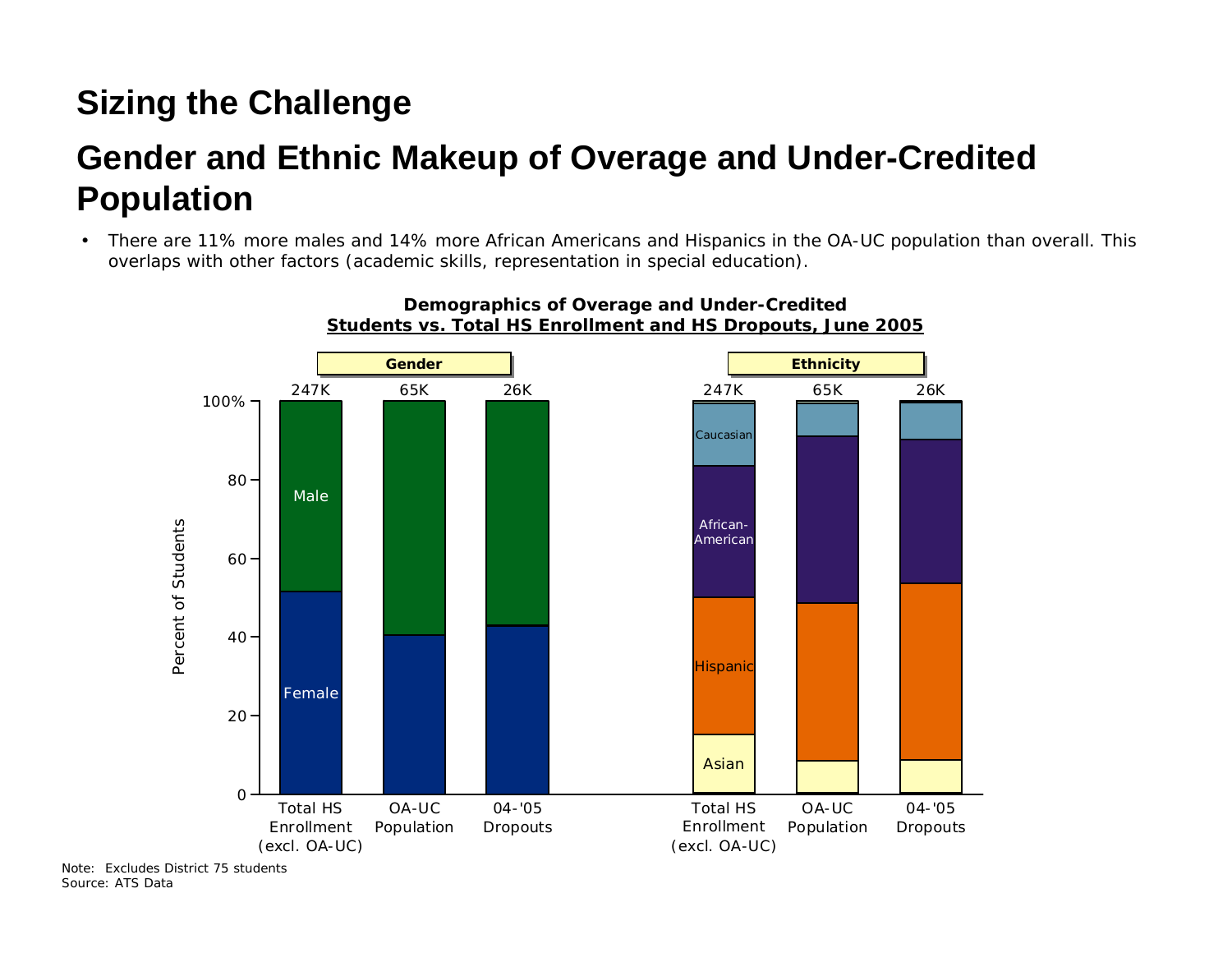# Sizing the Challenge

## Gender and Ethnic Makeup of Overage and Under-Credited Population

- There are 11% more males and 14% more African Americans and Hispanics in the OA-UC population than overall. This overlaps with other factors (academic skills, representation in special education).

**Demographics of Overage and Under-Credited Students vs. Total HS Enrollment and HS Dropouts, June 2005**

Note: Excludes District 75 students
Source: ATS Data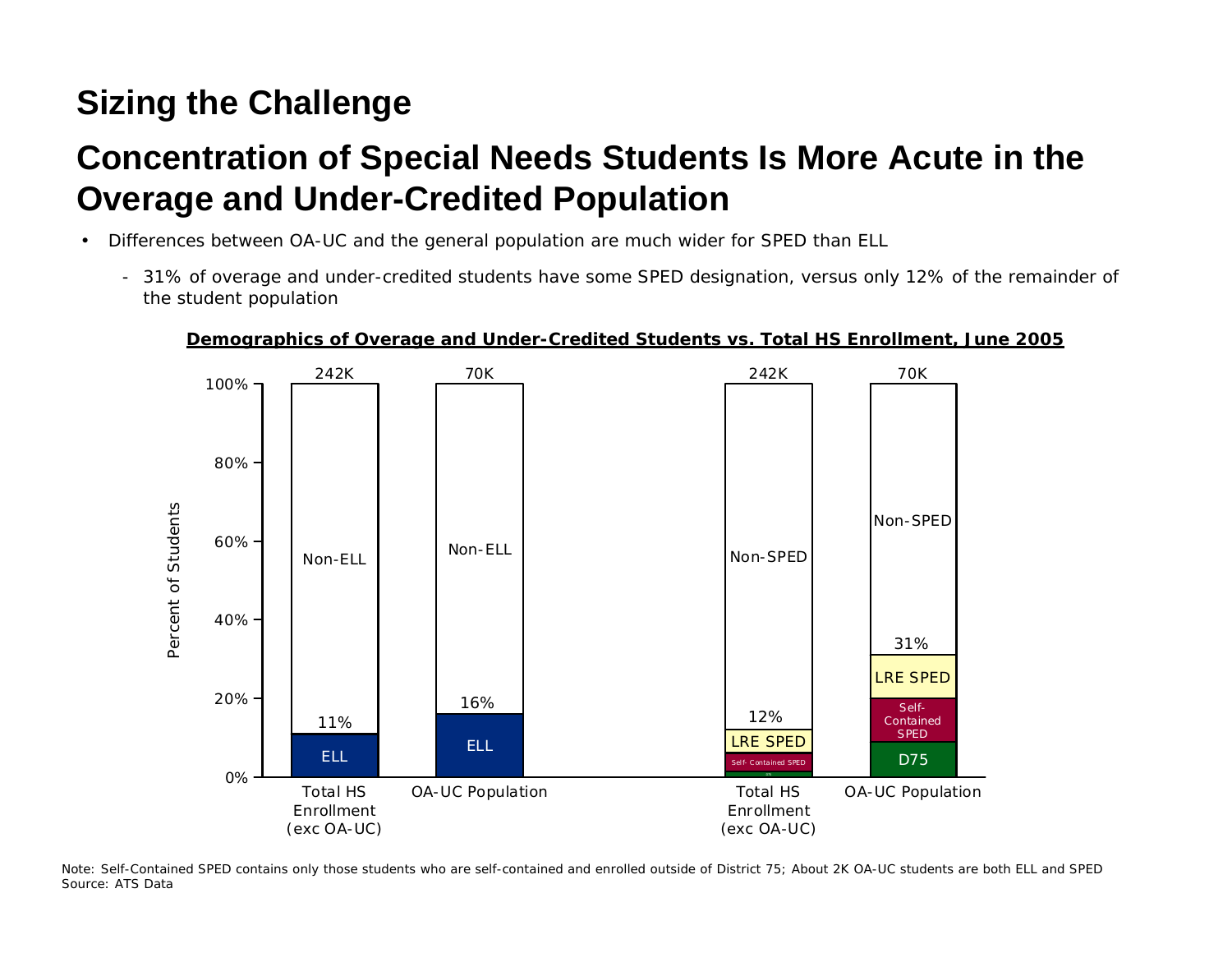## Sizing the Challenge

## Concentration of Special Needs Students Is More Acute in the Overage and Under-Credited Population

- Differences between OA-UC and the general population are much wider for SPED than ELL
  - 31% of overage and under-credited students have some SPED designation, versus only 12% of the remainder of the student population

**Demographics of Overage and Under-Credited Students vs. Total HS Enrollment, June 2005**

| | Total HS Enrollment (exc OA-UC) | OA-UC Population | Total HS Enrollment (exc OA-UC) | OA-UC Population |
|---|---|---|---|---|
| Total students | 242K | 70K | 242K | 70K |
| ELL | 11% | 16% | | |
| Non-ELL | Remainder | Remainder | | |
| SPED (D75 + Self-Contained SPED + LRE SPED) | | | 12% | 31% |
| Non-SPED | | | Remainder | Remainder |

Note: Self-Contained SPED contains only those students who are self-contained and enrolled outside of District 75; About 2K OA-UC students are both ELL and SPED
Source: ATS Data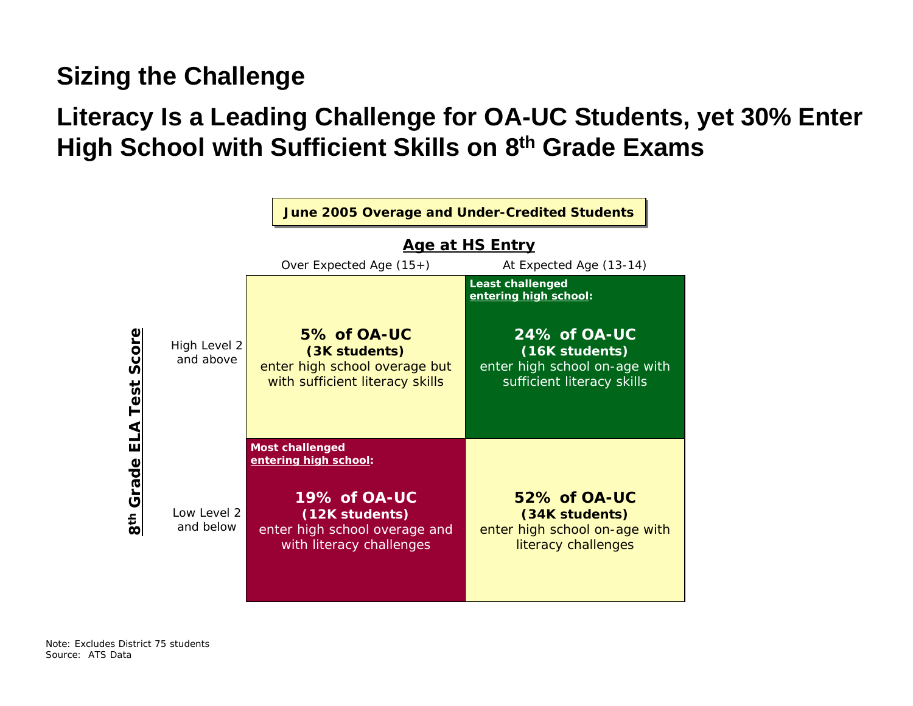# Sizing the Challenge

## Literacy Is a Leading Challenge for OA-UC Students, yet 30% Enter High School with Sufficient Skills on 8th Grade Exams

**June 2005 Overage and Under-Credited Students**

| **8th Grade ELA Test Score** / **Age at HS Entry** | Over Expected Age (15+) | At Expected Age (13-14) |
|---|---|---|
| High Level 2 and above | **5% of OA-UC** **(3K students)** enter high school overage but with sufficient literacy skills | **Least challenged entering high school:** **24% of OA-UC** **(16K students)** enter high school on-age with sufficient literacy skills |
| Low Level 2 and below | **Most challenged entering high school:** **19% of OA-UC** **(12K students)** enter high school overage and with literacy challenges | **52% of OA-UC** **(34K students)** enter high school on-age with literacy challenges |

Note: Excludes District 75 students
Source: ATS Data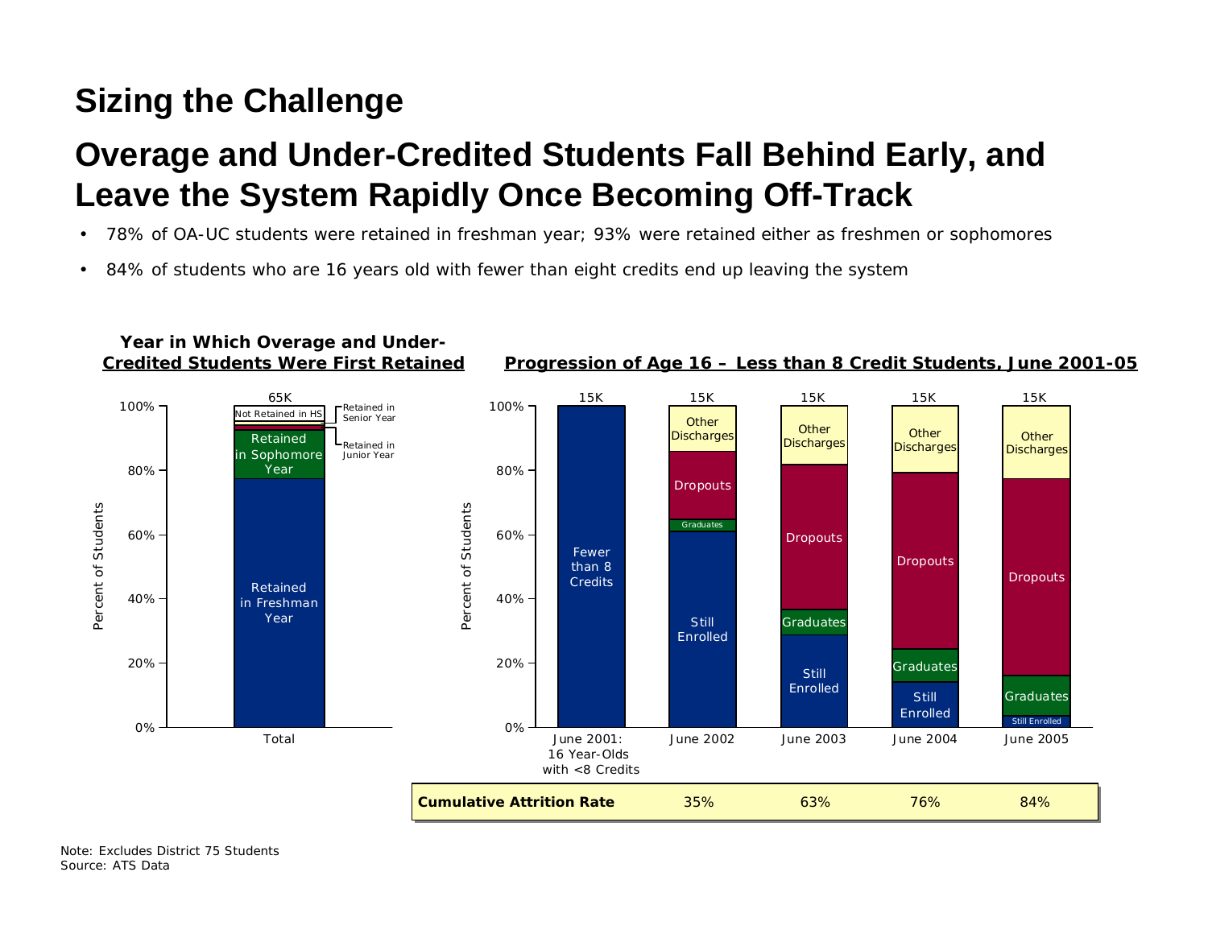## Sizing the Challenge

# Overage and Under-Credited Students Fall Behind Early, and Leave the System Rapidly Once Becoming Off-Track

- 78% of OA-UC students were retained in freshman year; 93% were retained either as freshmen or sophomores
- 84% of students who are 16 years old with fewer than eight credits end up leaving the system

**Year in Which Overage and Under-Credited Students Were First Retained**

Total (65K): Retained in Freshman Year; Retained in Sophomore Year; Retained in Junior Year; Retained in Senior Year; Not Retained in HS

**Progression of Age 16 – Less than 8 Credit Students, June 2001-05**

June 2001: 16 Year-Olds with <8 Credits (15K): Fewer than 8 Credits

June 2002 – June 2005 (15K each): Still Enrolled; Graduates; Dropouts; Other Discharges

| | June 2002 | June 2003 | June 2004 | June 2005 |
|---|---|---|---|---|
| **Cumulative Attrition Rate** | 35% | 63% | 76% | 84% |

Note: Excludes District 75 Students
Source: ATS Data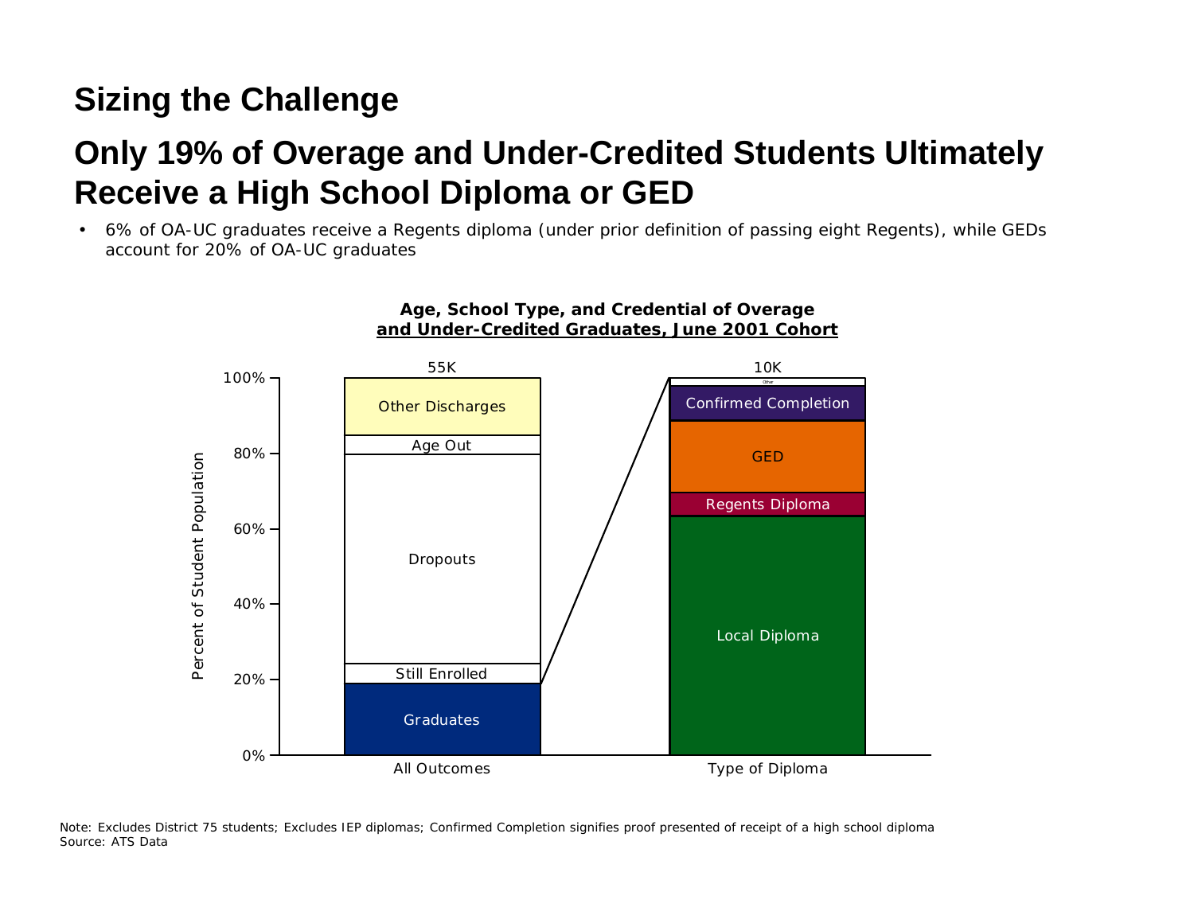## Sizing the Challenge

# Only 19% of Overage and Under-Credited Students Ultimately Receive a High School Diploma or GED

- 6% of OA-UC graduates receive a Regents diploma (under prior definition of passing eight Regents), while GEDs account for 20% of OA-UC graduates

**Age, School Type, and Credential of Overage and Under-Credited Graduates, June 2001 Cohort**

Percent of Student Population

| All Outcomes (55K) | Type of Diploma (10K) |
|---|---|
| Other Discharges | Other |
| Age Out | Confirmed Completion |
| Dropouts | GED |
| Still Enrolled | Regents Diploma |
| Graduates | Local Diploma |

Note: Excludes District 75 students; Excludes IEP diplomas; Confirmed Completion signifies proof presented of receipt of a high school diploma
Source: ATS Data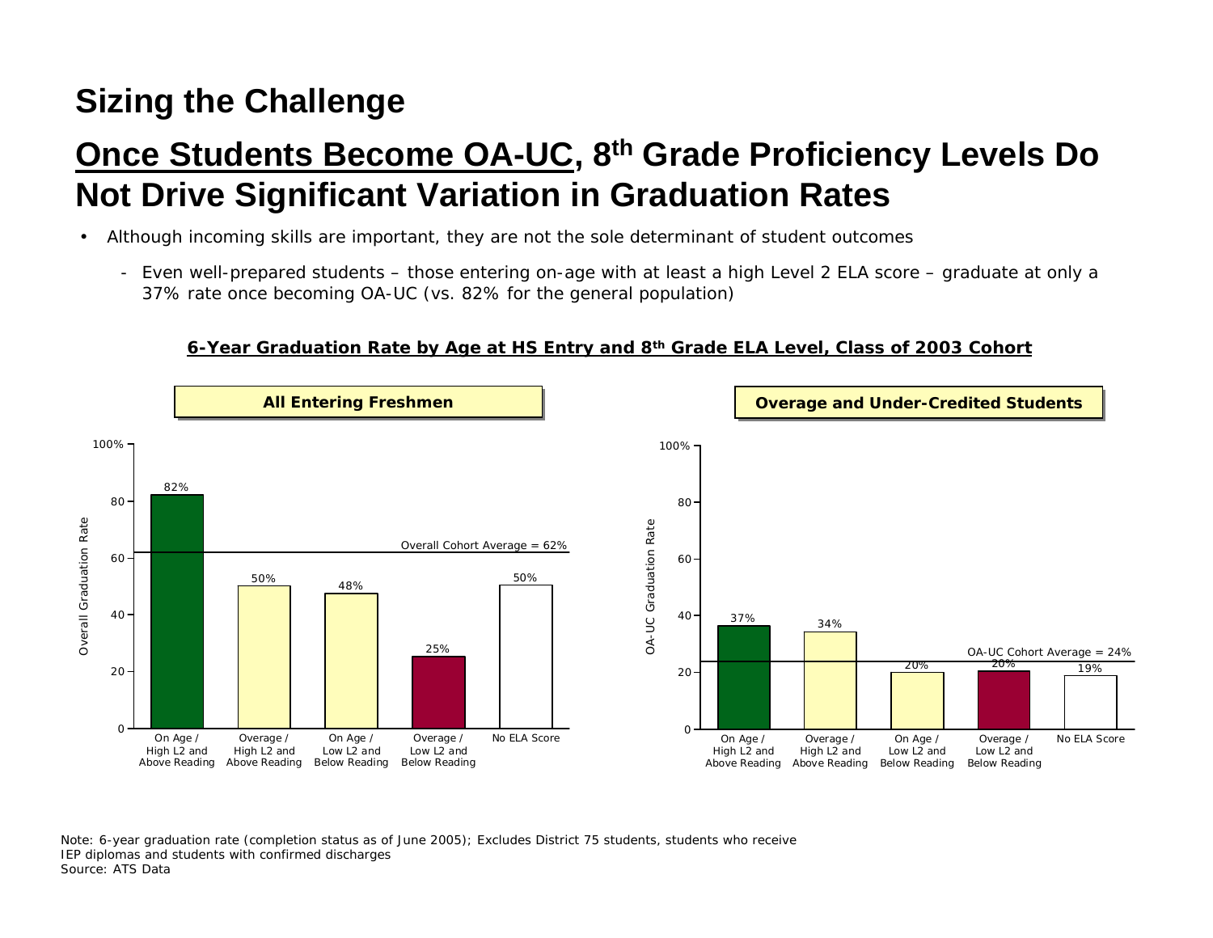# Sizing the Challenge

## Once Students Become OA-UC, 8th Grade Proficiency Levels Do Not Drive Significant Variation in Graduation Rates

- Although incoming skills are important, they are not the sole determinant of student outcomes
  - Even well-prepared students – those entering on-age with at least a high Level 2 ELA score – graduate at only a 37% rate once becoming OA-UC (vs. 82% for the general population)

**6-Year Graduation Rate by Age at HS Entry and 8th Grade ELA Level, Class of 2003 Cohort**

**All Entering Freshmen** (Overall Cohort Average = 62%)

| Group | Overall Graduation Rate |
| --- | --- |
| On Age / High L2 and Above Reading | 82% |
| Overage / High L2 and Above Reading | 50% |
| On Age / Low L2 and Below Reading | 48% |
| Overage / Low L2 and Below Reading | 25% |
| No ELA Score | 50% |

**Overage and Under-Credited Students** (OA-UC Cohort Average = 24%)

| Group | OA-UC Graduation Rate |
| --- | --- |
| On Age / High L2 and Above Reading | 37% |
| Overage / High L2 and Above Reading | 34% |
| On Age / Low L2 and Below Reading | 20% |
| Overage / Low L2 and Below Reading | 20% |
| No ELA Score | 19% |

Note: 6-year graduation rate (completion status as of June 2005); Excludes District 75 students, students who receive IEP diplomas and students with confirmed discharges
Source: ATS Data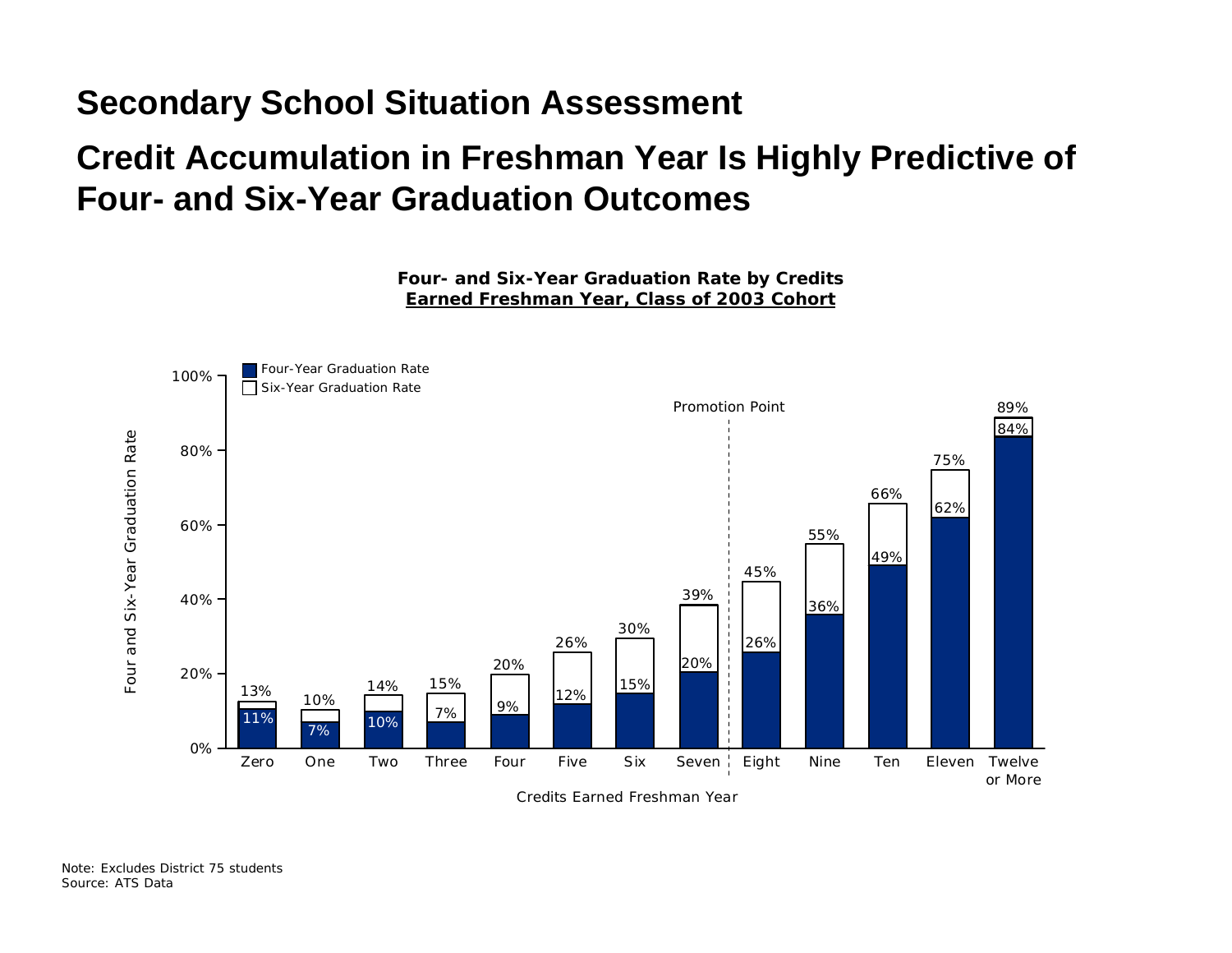# Secondary School Situation Assessment

## Credit Accumulation in Freshman Year Is Highly Predictive of Four- and Six-Year Graduation Outcomes

**Four- and Six-Year Graduation Rate by Credits Earned Freshman Year, Class of 2003 Cohort**

| Credits Earned Freshman Year | Four-Year Graduation Rate | Six-Year Graduation Rate |
|---|---|---|
| Zero | 11% | 13% |
| One | 7% | 10% |
| Two | 10% | 14% |
| Three | 7% | 15% |
| Four | 9% | 20% |
| Five | 12% | 26% |
| Six | 15% | 30% |
| Seven | 20% | 39% |
| *Promotion Point* | | |
| Eight | 26% | 45% |
| Nine | 36% | 55% |
| Ten | 49% | 66% |
| Eleven | 62% | 75% |
| Twelve or More | 84% | 89% |

Note: Excludes District 75 students
Source: ATS Data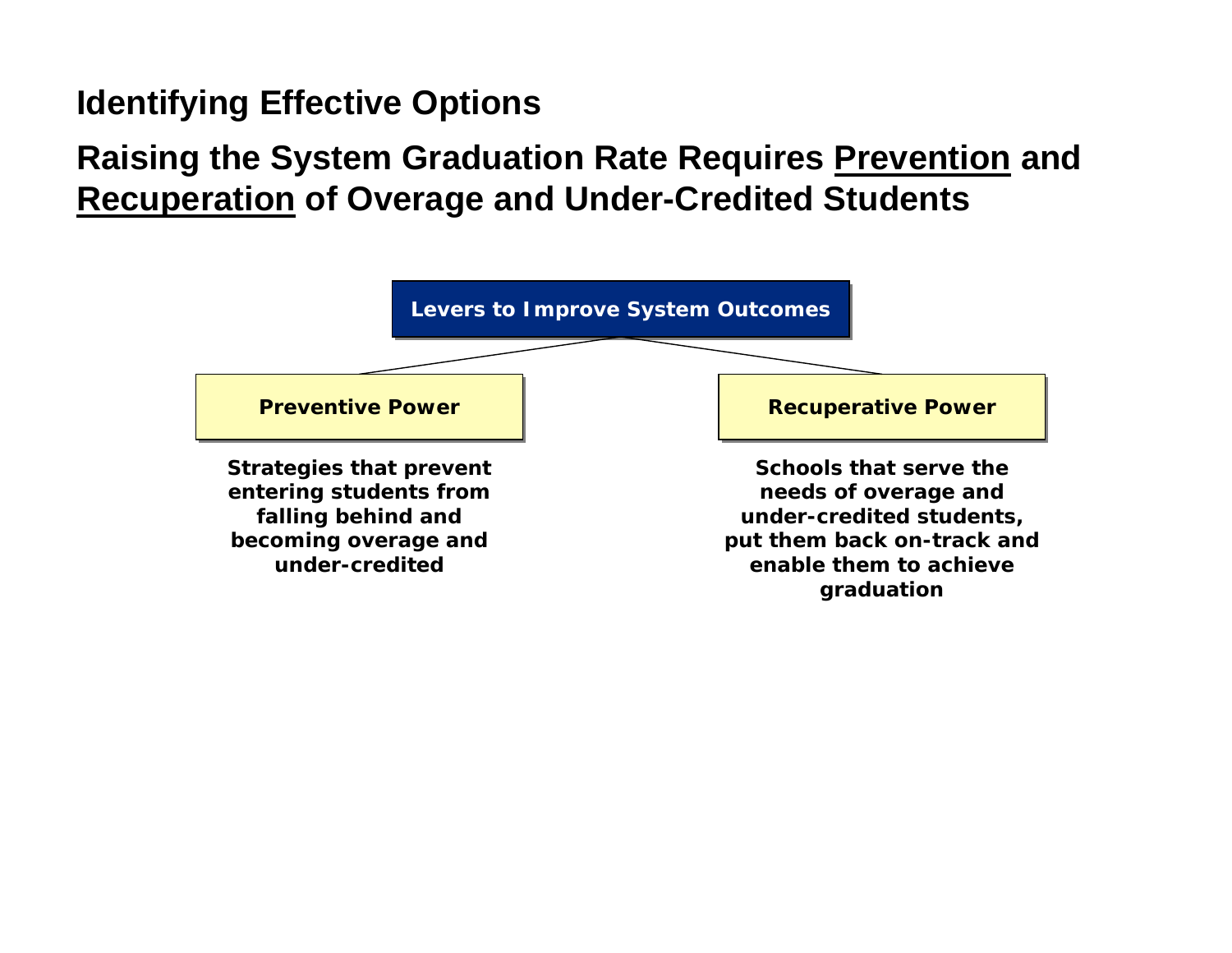## Identifying Effective Options

## Raising the System Graduation Rate Requires Prevention and Recuperation of Overage and Under-Credited Students

**Levers to Improve System Outcomes**

**Preventive Power**

Strategies that prevent entering students from falling behind and becoming overage and under-credited

**Recuperative Power**

Schools that serve the needs of overage and under-credited students, put them back on-track and enable them to achieve graduation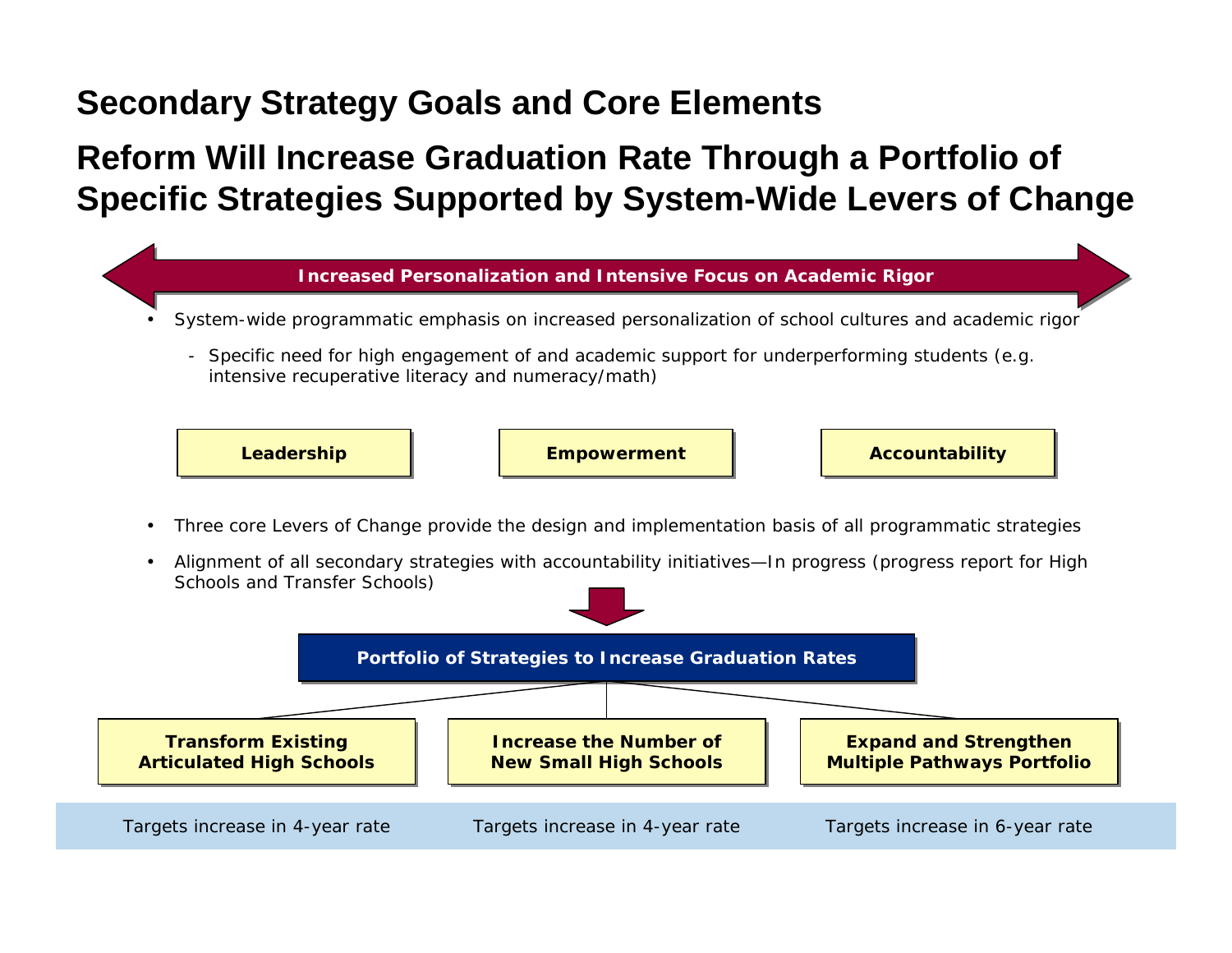# Secondary Strategy Goals and Core Elements

## Reform Will Increase Graduation Rate Through a Portfolio of Specific Strategies Supported by System-Wide Levers of Change

**Increased Personalization and Intensive Focus on Academic Rigor**

- System-wide programmatic emphasis on increased personalization of school cultures and academic rigor
  - Specific need for high engagement of and academic support for underperforming students (e.g. intensive recuperative literacy and numeracy/math)

**Leadership** | **Empowerment** | **Accountability**

- Three core Levers of Change provide the design and implementation basis of all programmatic strategies
- Alignment of all secondary strategies with accountability initiatives—In progress (progress report for High Schools and Transfer Schools)

**Portfolio of Strategies to Increase Graduation Rates**

| Transform Existing Articulated High Schools | Increase the Number of New Small High Schools | Expand and Strengthen Multiple Pathways Portfolio |
| --- | --- | --- |
| Targets increase in 4-year rate | Targets increase in 4-year rate | Targets increase in 6-year rate |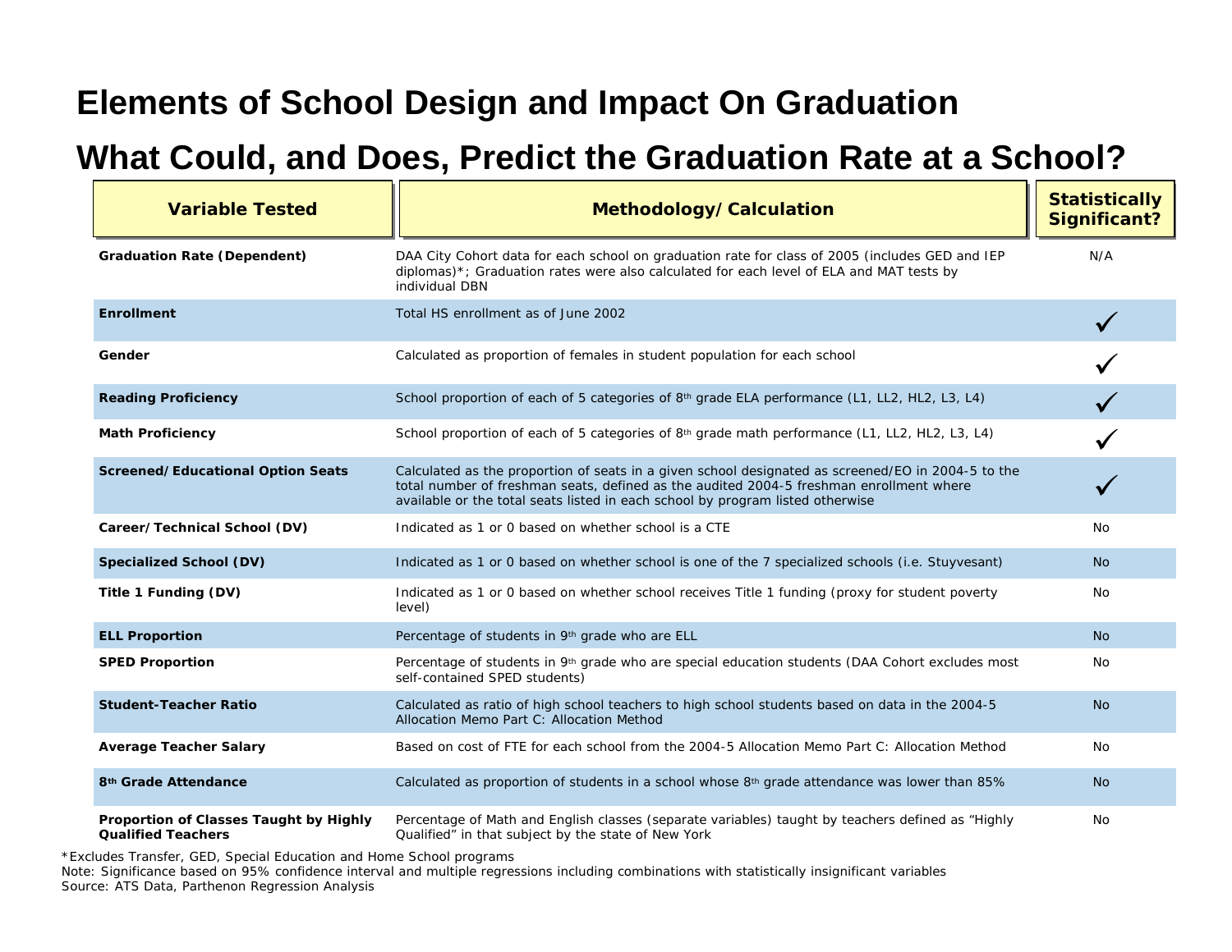# Elements of School Design and Impact On Graduation

## What Could, and Does, Predict the Graduation Rate at a School?

| Variable Tested | Methodology/Calculation | Statistically Significant? |
|---|---|---|
| **Graduation Rate (Dependent)** | DAA City Cohort data for each school on graduation rate for class of 2005 (includes GED and IEP diplomas)*; Graduation rates were also calculated for each level of ELA and MAT tests by individual DBN | N/A |
| **Enrollment** | Total HS enrollment as of June 2002 | ✓ |
| **Gender** | Calculated as proportion of females in student population for each school | ✓ |
| **Reading Proficiency** | School proportion of each of 5 categories of 8th grade ELA performance (L1, LL2, HL2, L3, L4) | ✓ |
| **Math Proficiency** | School proportion of each of 5 categories of 8th grade math performance (L1, LL2, HL2, L3, L4) | ✓ |
| **Screened/Educational Option Seats** | Calculated as the proportion of seats in a given school designated as screened/EO in 2004-5 to the total number of freshman seats, defined as the audited 2004-5 freshman enrollment where available or the total seats listed in each school by program listed otherwise | ✓ |
| **Career/Technical School (DV)** | Indicated as 1 or 0 based on whether school is a CTE | No |
| **Specialized School (DV)** | Indicated as 1 or 0 based on whether school is one of the 7 specialized schools (i.e. Stuyvesant) | No |
| **Title 1 Funding (DV)** | Indicated as 1 or 0 based on whether school receives Title 1 funding (proxy for student poverty level) | No |
| **ELL Proportion** | Percentage of students in 9th grade who are ELL | No |
| **SPED Proportion** | Percentage of students in 9th grade who are special education students (DAA Cohort excludes most self-contained SPED students) | No |
| **Student-Teacher Ratio** | Calculated as ratio of high school teachers to high school students based on data in the 2004-5 Allocation Memo Part C: Allocation Method | No |
| **Average Teacher Salary** | Based on cost of FTE for each school from the 2004-5 Allocation Memo Part C: Allocation Method | No |
| **8th Grade Attendance** | Calculated as proportion of students in a school whose 8th grade attendance was lower than 85% | No |
| **Proportion of Classes Taught by Highly Qualified Teachers** | Percentage of Math and English classes (separate variables) taught by teachers defined as "Highly Qualified" in that subject by the state of New York | No |

*Excludes Transfer, GED, Special Education and Home School programs

Note: Significance based on 95% confidence interval and multiple regressions including combinations with statistically insignificant variables

Source: ATS Data, Parthenon Regression Analysis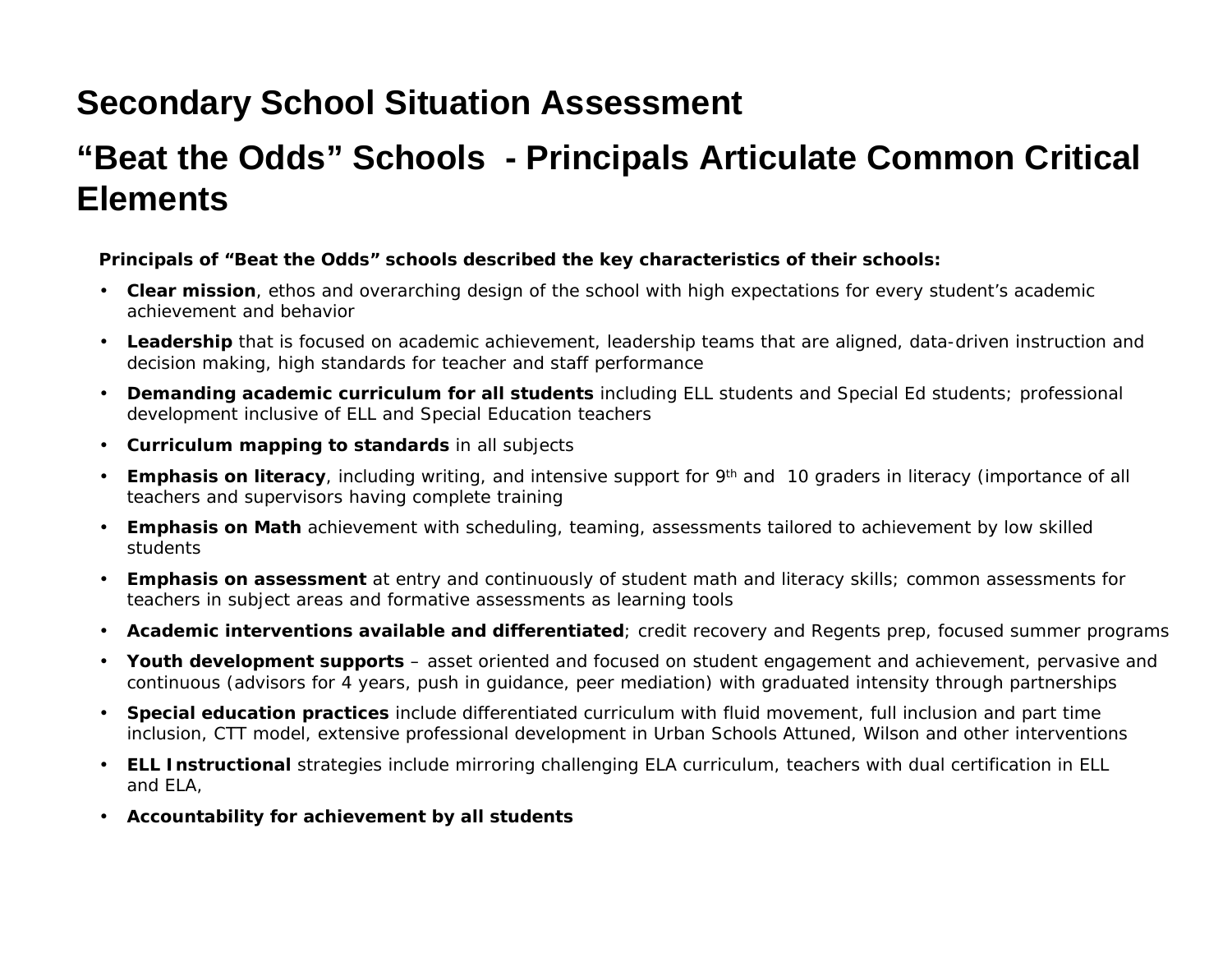# Secondary School Situation Assessment

# "Beat the Odds" Schools - Principals Articulate Common Critical Elements

**Principals of "Beat the Odds" schools described the key characteristics of their schools:**

- **Clear mission**, ethos and overarching design of the school with high expectations for every student's academic achievement and behavior
- **Leadership** that is focused on academic achievement, leadership teams that are aligned, data-driven instruction and decision making, high standards for teacher and staff performance
- **Demanding academic curriculum for all students** including ELL students and Special Ed students; professional development inclusive of ELL and Special Education teachers
- **Curriculum mapping to standards** in all subjects
- **Emphasis on literacy**, including writing, and intensive support for 9th and 10 graders in literacy (importance of all teachers and supervisors having complete training
- **Emphasis on Math** achievement with scheduling, teaming, assessments tailored to achievement by low skilled students
- **Emphasis on assessment** at entry and continuously of student math and literacy skills; common assessments for teachers in subject areas and formative assessments as learning tools
- **Academic interventions available and differentiated**; credit recovery and Regents prep, focused summer programs
- **Youth development supports** – asset oriented and focused on student engagement and achievement, pervasive and continuous (advisors for 4 years, push in guidance, peer mediation) with graduated intensity through partnerships
- **Special education practices** include differentiated curriculum with fluid movement, full inclusion and part time inclusion, CTT model, extensive professional development in Urban Schools Attuned, Wilson and other interventions
- **ELL Instructional** strategies include mirroring challenging ELA curriculum, teachers with dual certification in ELL and ELA,
- **Accountability for achievement by all students**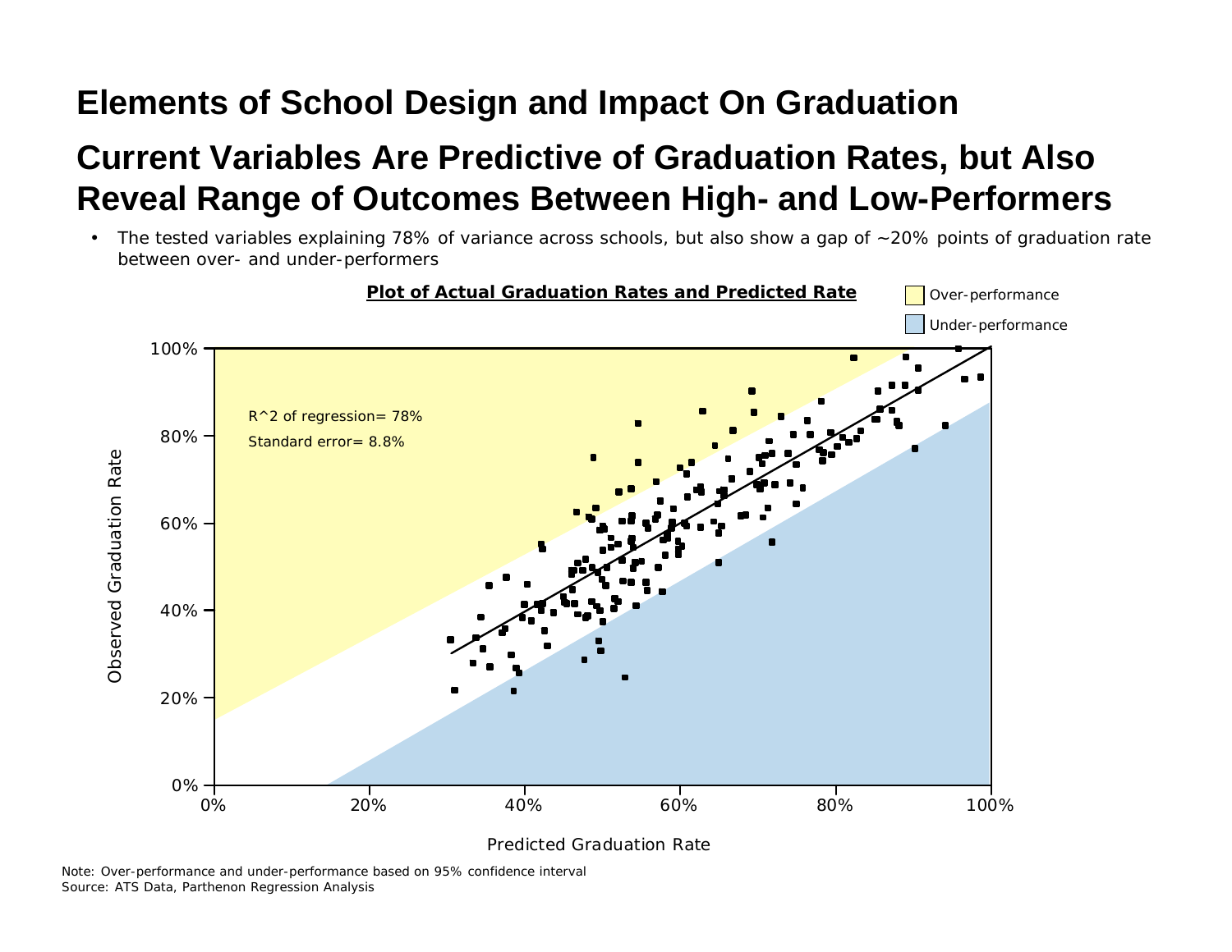# Elements of School Design and Impact On Graduation

## Current Variables Are Predictive of Graduation Rates, but Also Reveal Range of Outcomes Between High- and Low-Performers

- The tested variables explaining 78% of variance across schools, but also show a gap of ~20% points of graduation rate between over- and under-performers

**Plot of Actual Graduation Rates and Predicted Rate**

Legend: Over-performance; Under-performance

$R^2$ of regression= 78%

Standard error= 8.8%

Y-axis: Observed Graduation Rate (0%, 20%, 40%, 60%, 80%, 100%)

X-axis: Predicted Graduation Rate (0%, 20%, 40%, 60%, 80%, 100%)

Note: Over-performance and under-performance based on 95% confidence interval

Source: ATS Data, Parthenon Regression Analysis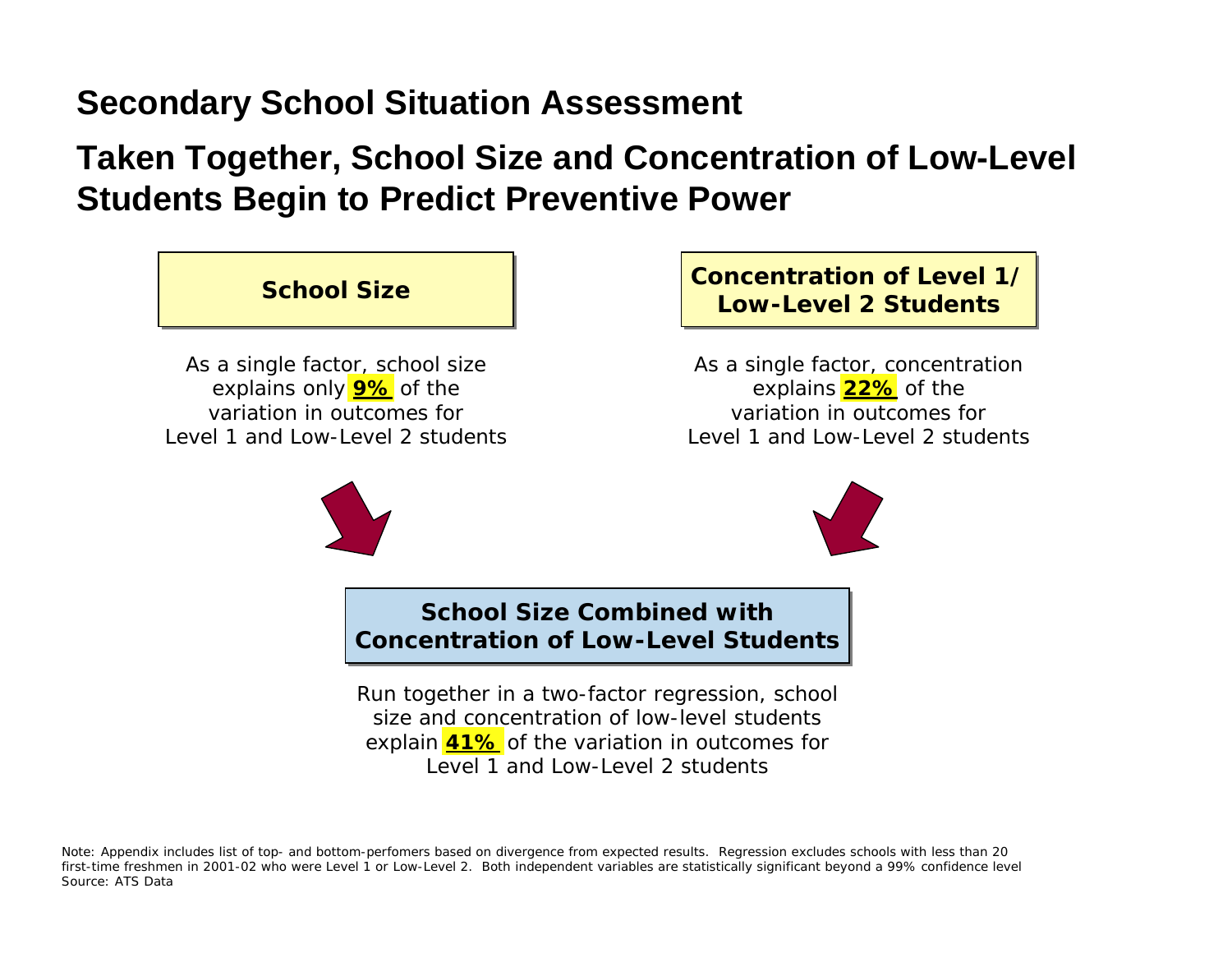## Secondary School Situation Assessment

# Taken Together, School Size and Concentration of Low-Level Students Begin to Predict Preventive Power

**School Size**

As a single factor, school size explains only **9%** of the variation in outcomes for Level 1 and Low-Level 2 students

**Concentration of Level 1/ Low-Level 2 Students**

As a single factor, concentration explains **22%** of the variation in outcomes for Level 1 and Low-Level 2 students

**School Size Combined with Concentration of Low-Level Students**

Run together in a two-factor regression, school size and concentration of low-level students explain **41%** of the variation in outcomes for Level 1 and Low-Level 2 students

Note: Appendix includes list of top- and bottom-perfomers based on divergence from expected results. Regression excludes schools with less than 20 first-time freshmen in 2001-02 who were Level 1 or Low-Level 2. Both independent variables are statistically significant beyond a 99% confidence level
Source: ATS Data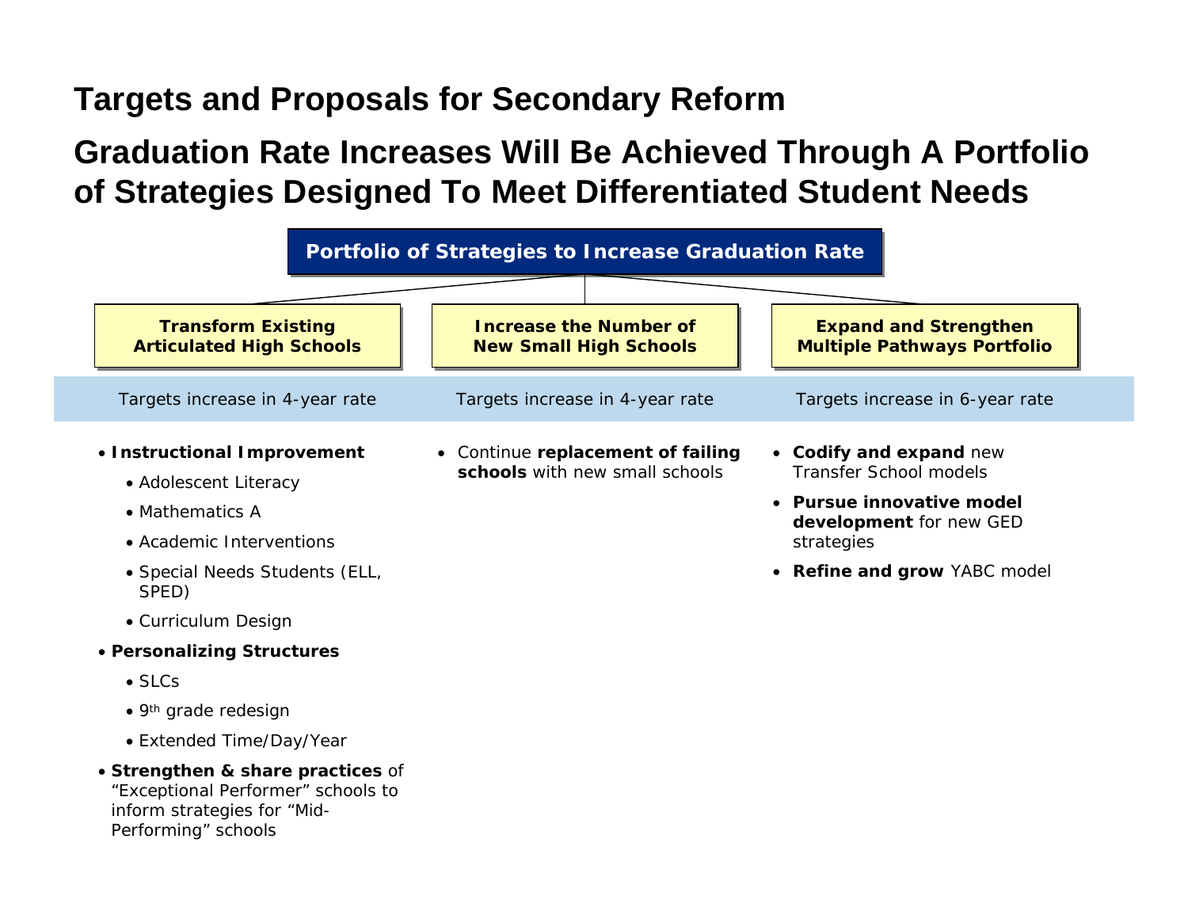# Targets and Proposals for Secondary Reform

## Graduation Rate Increases Will Be Achieved Through A Portfolio of Strategies Designed To Meet Differentiated Student Needs

**Portfolio of Strategies to Increase Graduation Rate**

| Transform Existing Articulated High Schools | Increase the Number of New Small High Schools | Expand and Strengthen Multiple Pathways Portfolio |
|---|---|---|
| Targets increase in 4-year rate | Targets increase in 4-year rate | Targets increase in 6-year rate |

### Transform Existing Articulated High Schools

*Targets increase in 4-year rate*

- **Instructional Improvement**
  - Adolescent Literacy
  - Mathematics A
  - Academic Interventions
  - Special Needs Students (ELL, SPED)
  - Curriculum Design
- **Personalizing Structures**
  - SLCs
  - 9th grade redesign
  - Extended Time/Day/Year
- **Strengthen & share practices** of "Exceptional Performer" schools to inform strategies for "Mid-Performing" schools

### Increase the Number of New Small High Schools

*Targets increase in 4-year rate*

- Continue **replacement of failing schools** with new small schools

### Expand and Strengthen Multiple Pathways Portfolio

*Targets increase in 6-year rate*

- **Codify and expand** new Transfer School models
- **Pursue innovative model development** for new GED strategies
- **Refine and grow** YABC model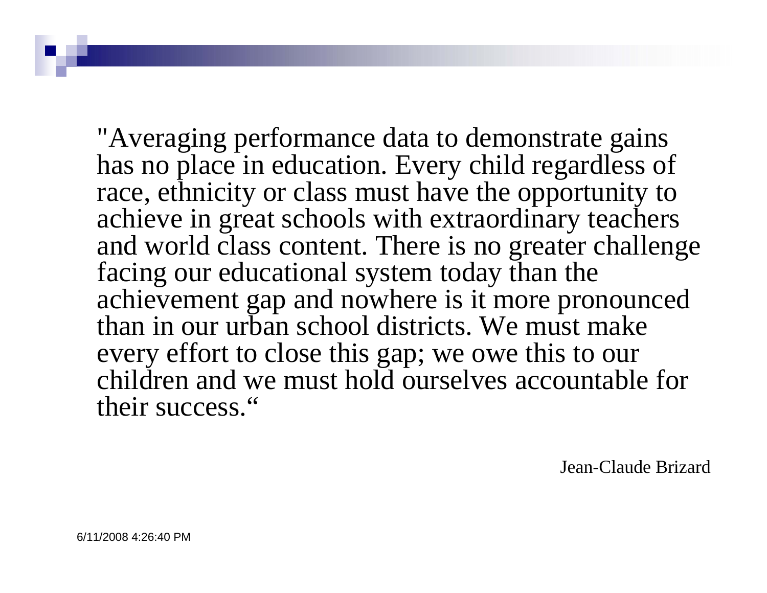"Averaging performance data to demonstrate gains has no place in education. Every child regardless of race, ethnicity or class must have the opportunity to achieve in great schools with extraordinary teachers and world class content. There is no greater challenge facing our educational system today than the achievement gap and nowhere is it more pronounced than in our urban school districts. We must make every effort to close this gap; we owe this to our children and we must hold ourselves accountable for their success."

Jean-Claude Brizard

6/11/2008 4:26:40 PM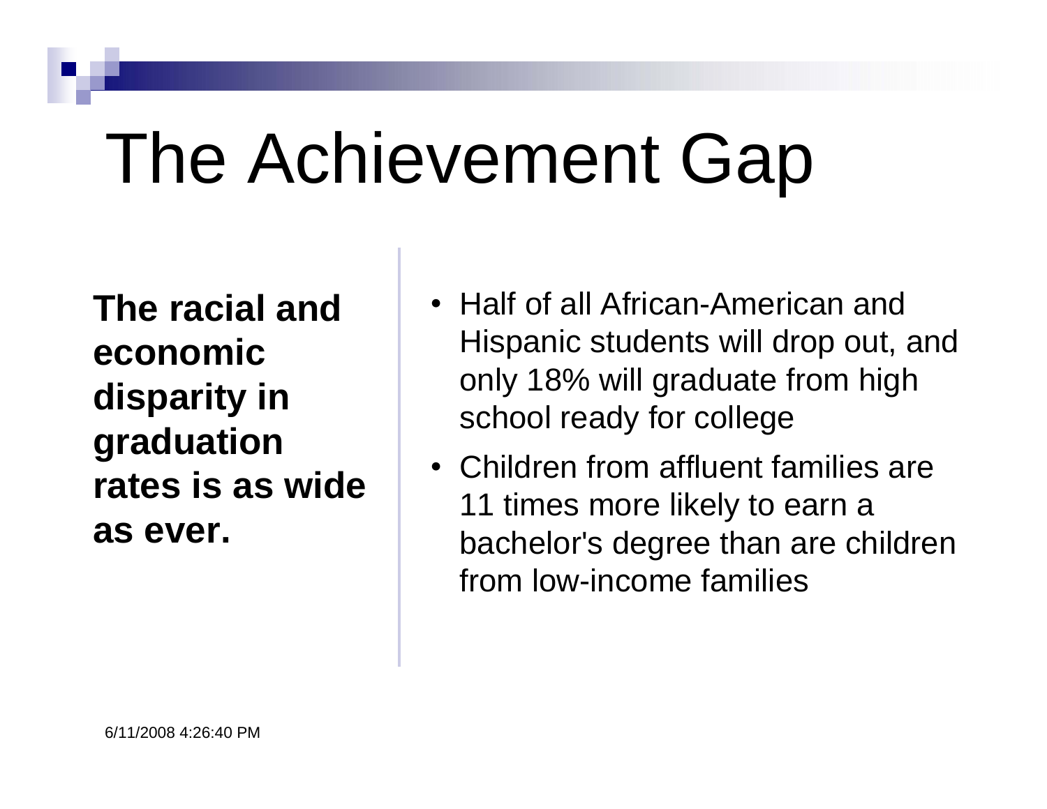# The Achievement Gap

**The racial and economic disparity in graduation rates is as wide as ever.**

- Half of all African-American and Hispanic students will drop out, and only 18% will graduate from high school ready for college
- Children from affluent families are 11 times more likely to earn a bachelor's degree than are children from low-income families

6/11/2008 4:26:40 PM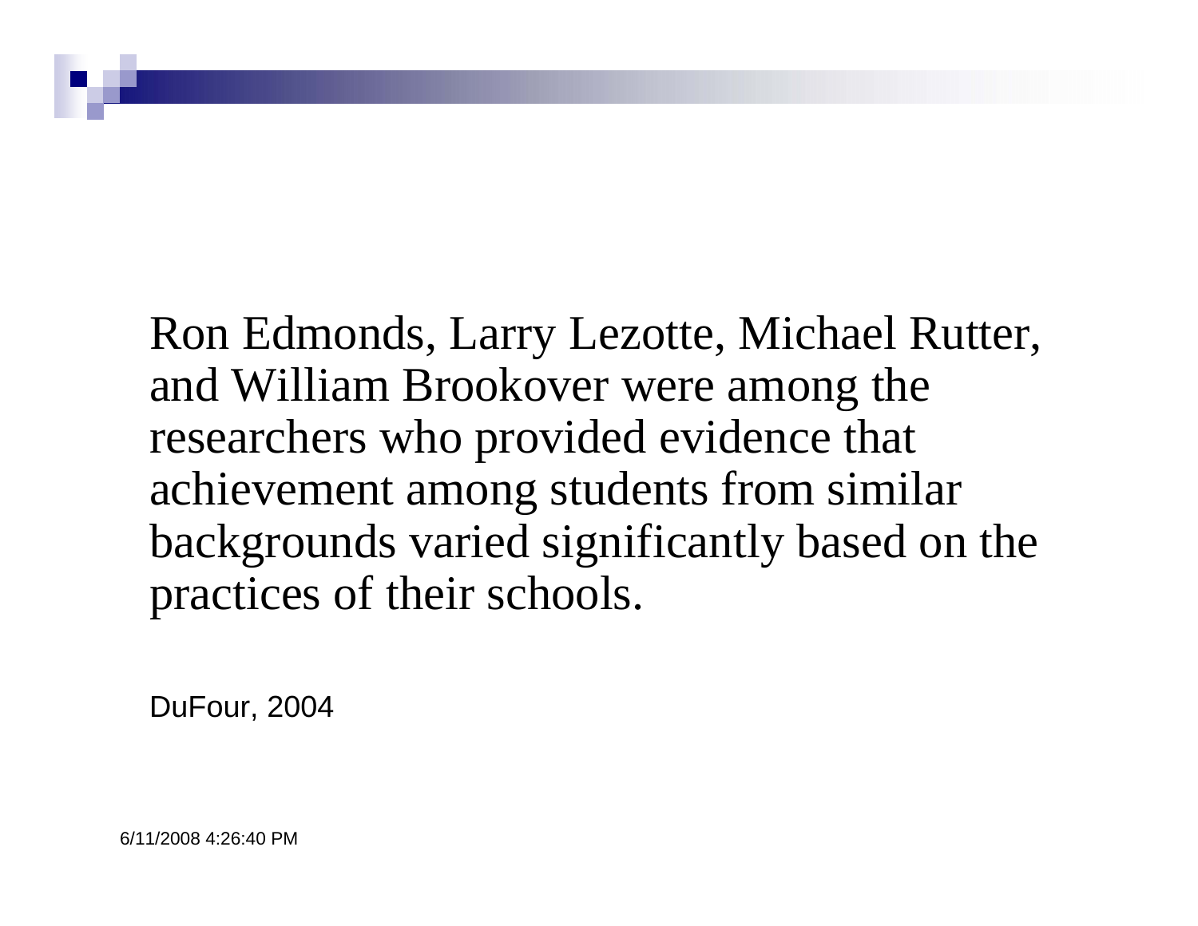Ron Edmonds, Larry Lezotte, Michael Rutter, and William Brookover were among the researchers who provided evidence that achievement among students from similar backgrounds varied significantly based on the practices of their schools.

DuFour, 2004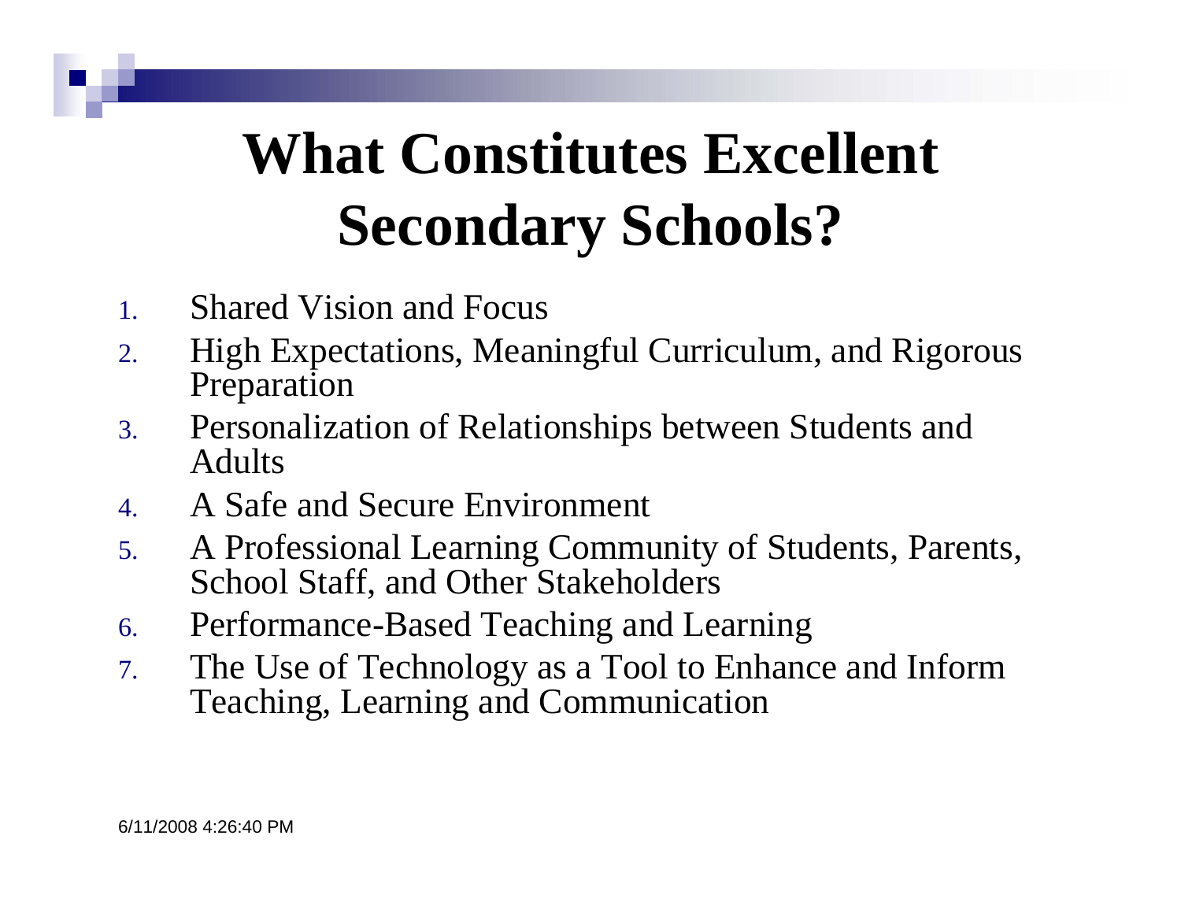# What Constitutes Excellent Secondary Schools?

1. Shared Vision and Focus
2. High Expectations, Meaningful Curriculum, and Rigorous Preparation
3. Personalization of Relationships between Students and Adults
4. A Safe and Secure Environment
5. A Professional Learning Community of Students, Parents, School Staff, and Other Stakeholders
6. Performance-Based Teaching and Learning
7. The Use of Technology as a Tool to Enhance and Inform Teaching, Learning and Communication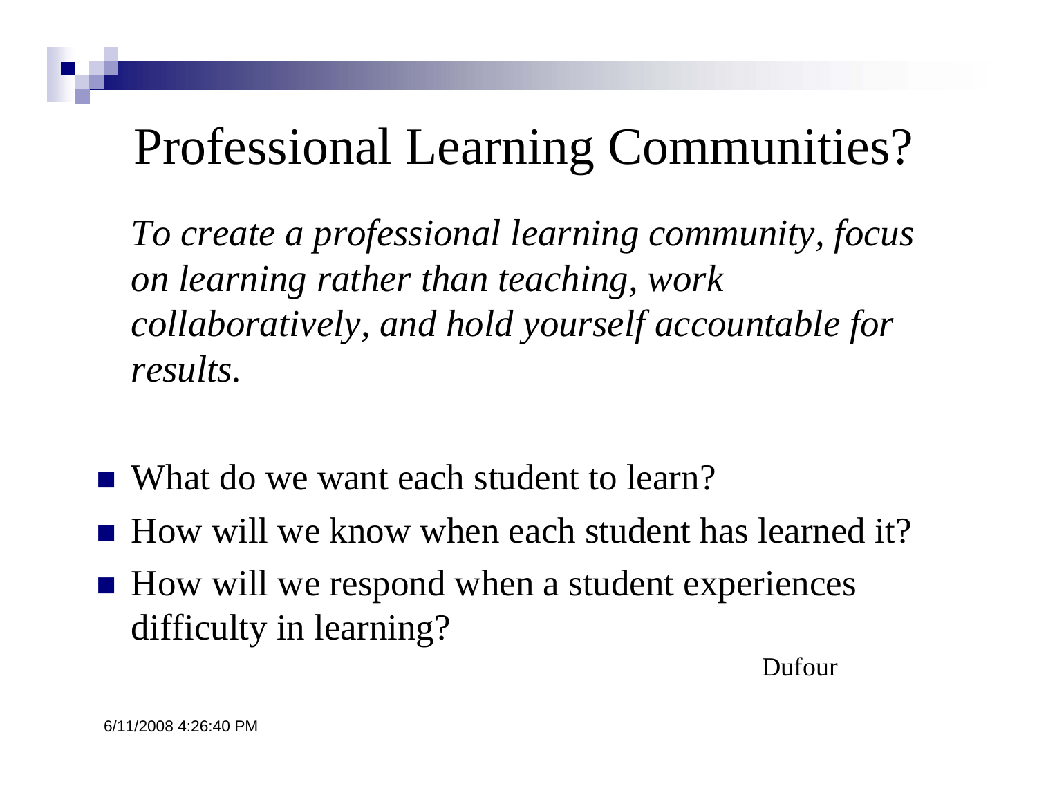# Professional Learning Communities?

*To create a professional learning community, focus on learning rather than teaching, work collaboratively, and hold yourself accountable for results.*

- What do we want each student to learn?
- How will we know when each student has learned it?
- How will we respond when a student experiences difficulty in learning?

Dufour

6/11/2008 4:26:40 PM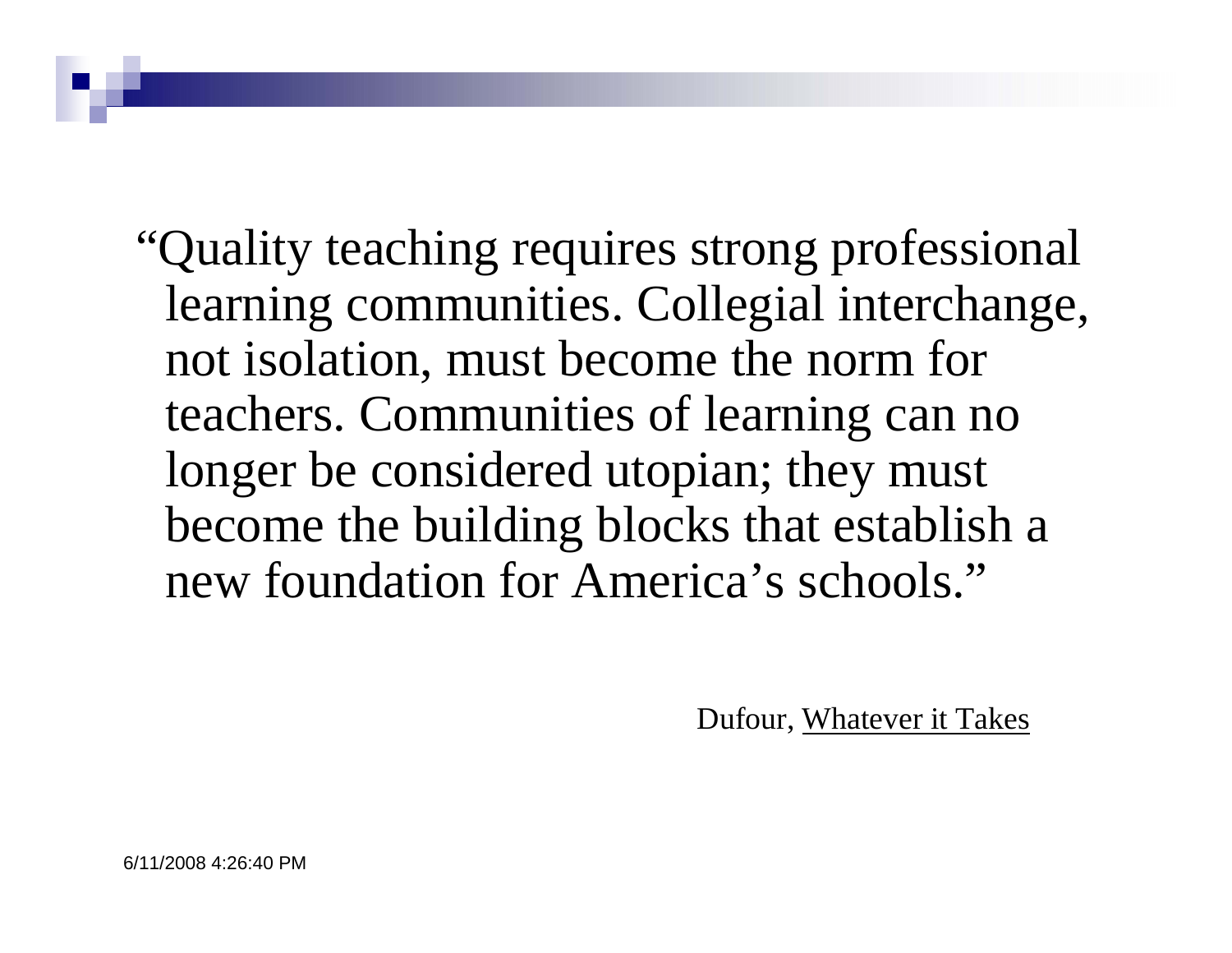"Quality teaching requires strong professional learning communities. Collegial interchange, not isolation, must become the norm for teachers. Communities of learning can no longer be considered utopian; they must become the building blocks that establish a new foundation for America's schools."

Dufour, Whatever it Takes

6/11/2008 4:26:40 PM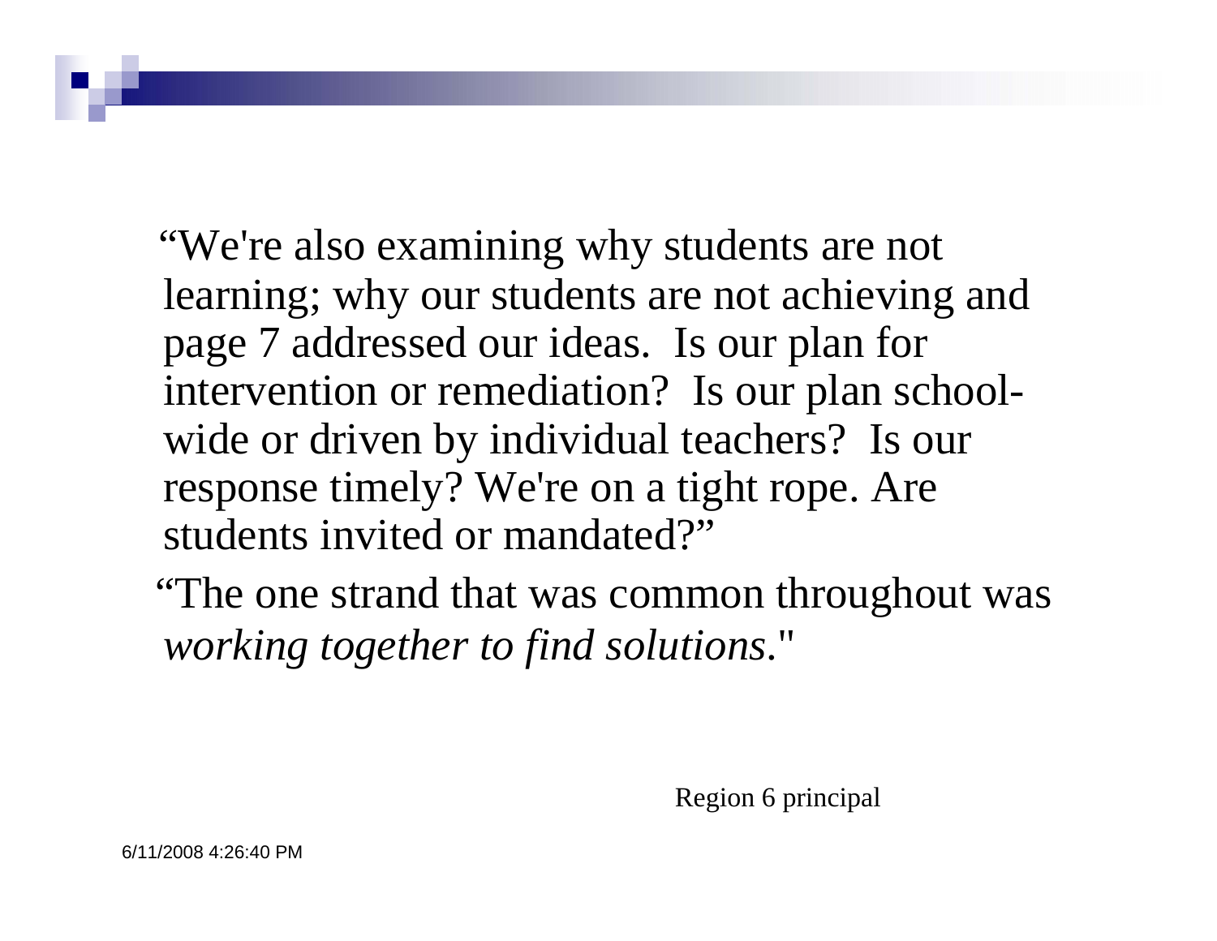"We're also examining why students are not learning; why our students are not achieving and page 7 addressed our ideas. Is our plan for intervention or remediation? Is our plan school-wide or driven by individual teachers? Is our response timely? We're on a tight rope. Are students invited or mandated?"

"The one strand that was common throughout was *working together to find solutions*."

Region 6 principal

6/11/2008 4:26:40 PM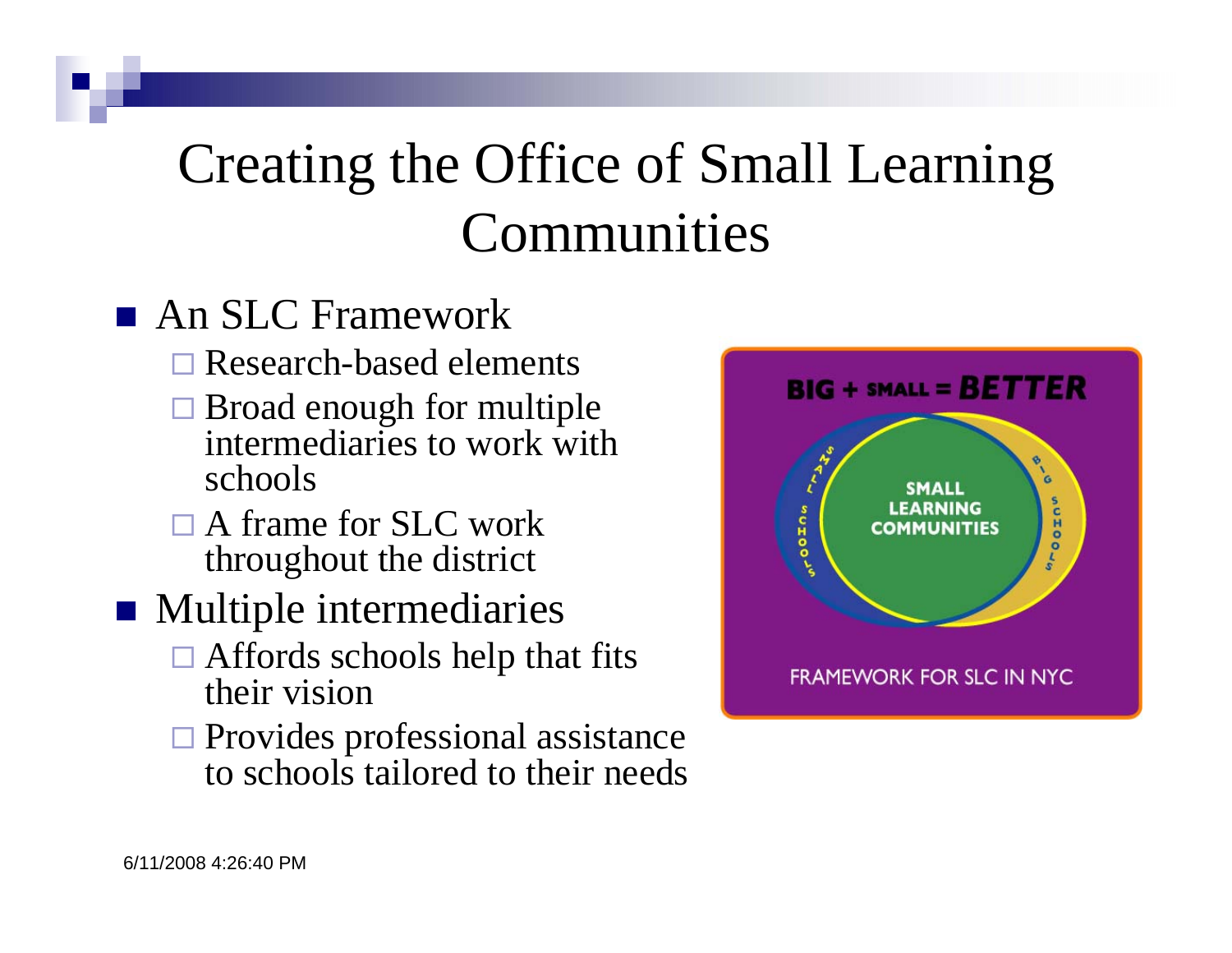# Creating the Office of Small Learning Communities

- An SLC Framework
  - Research-based elements
  - Broad enough for multiple intermediaries to work with schools
  - A frame for SLC work throughout the district
- Multiple intermediaries
  - Affords schools help that fits their vision
  - Provides professional assistance to schools tailored to their needs

BIG + SMALL = *BETTER*

SMALL LEARNING COMMUNITIES

FRAMEWORK FOR SLC IN NYC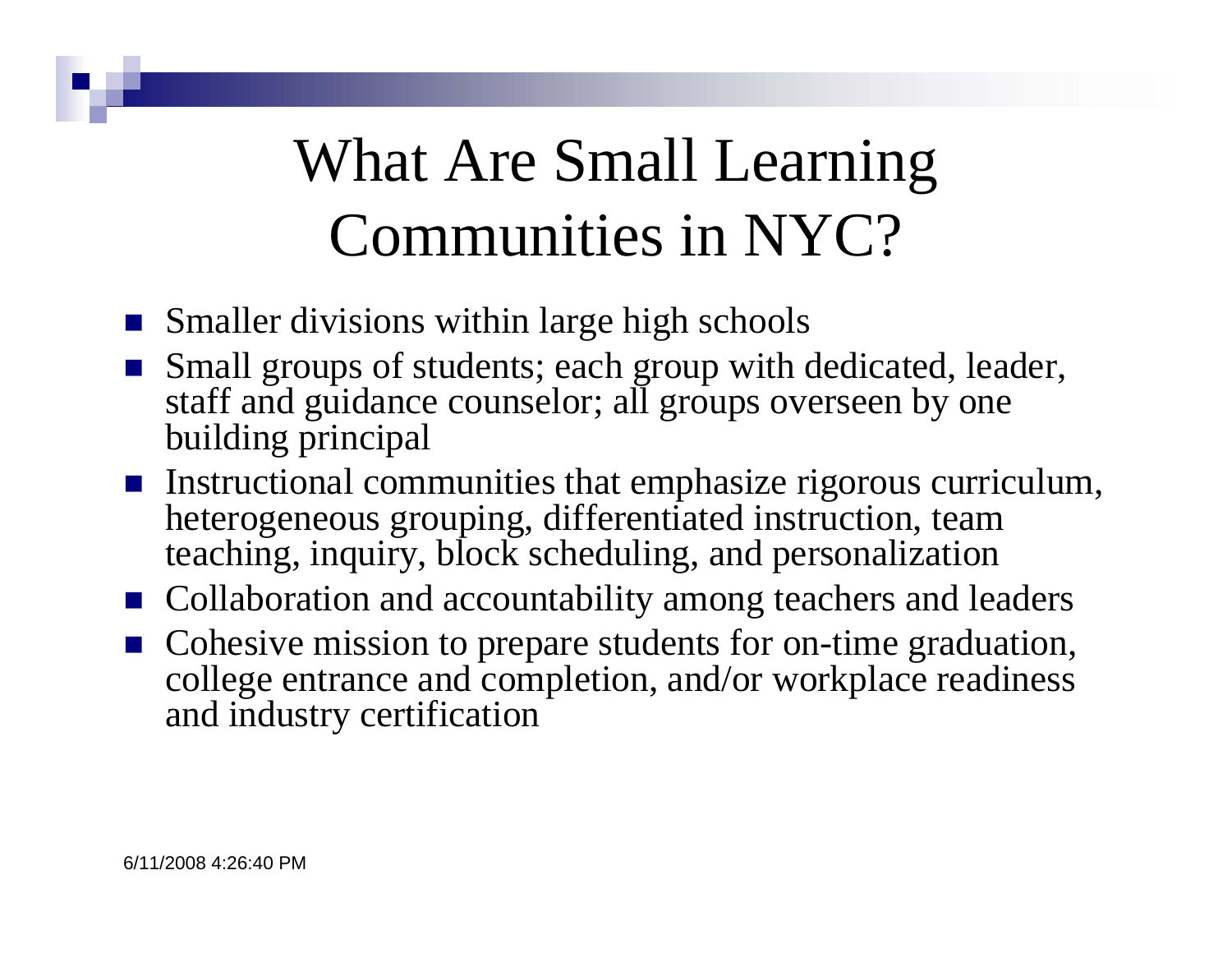# What Are Small Learning Communities in NYC?

- Smaller divisions within large high schools
- Small groups of students; each group with dedicated, leader, staff and guidance counselor; all groups overseen by one building principal
- Instructional communities that emphasize rigorous curriculum, heterogeneous grouping, differentiated instruction, team teaching, inquiry, block scheduling, and personalization
- Collaboration and accountability among teachers and leaders
- Cohesive mission to prepare students for on-time graduation, college entrance and completion, and/or workplace readiness and industry certification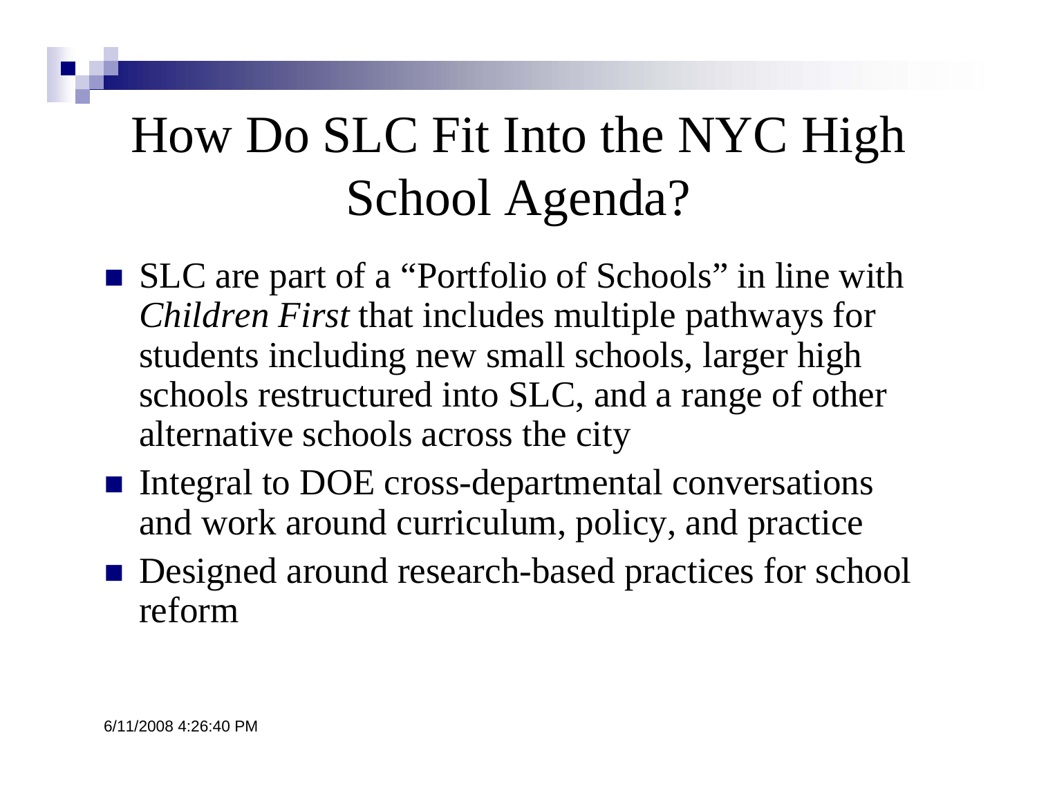# How Do SLC Fit Into the NYC High School Agenda?

- SLC are part of a "Portfolio of Schools" in line with *Children First* that includes multiple pathways for students including new small schools, larger high schools restructured into SLC, and a range of other alternative schools across the city
- Integral to DOE cross-departmental conversations and work around curriculum, policy, and practice
- Designed around research-based practices for school reform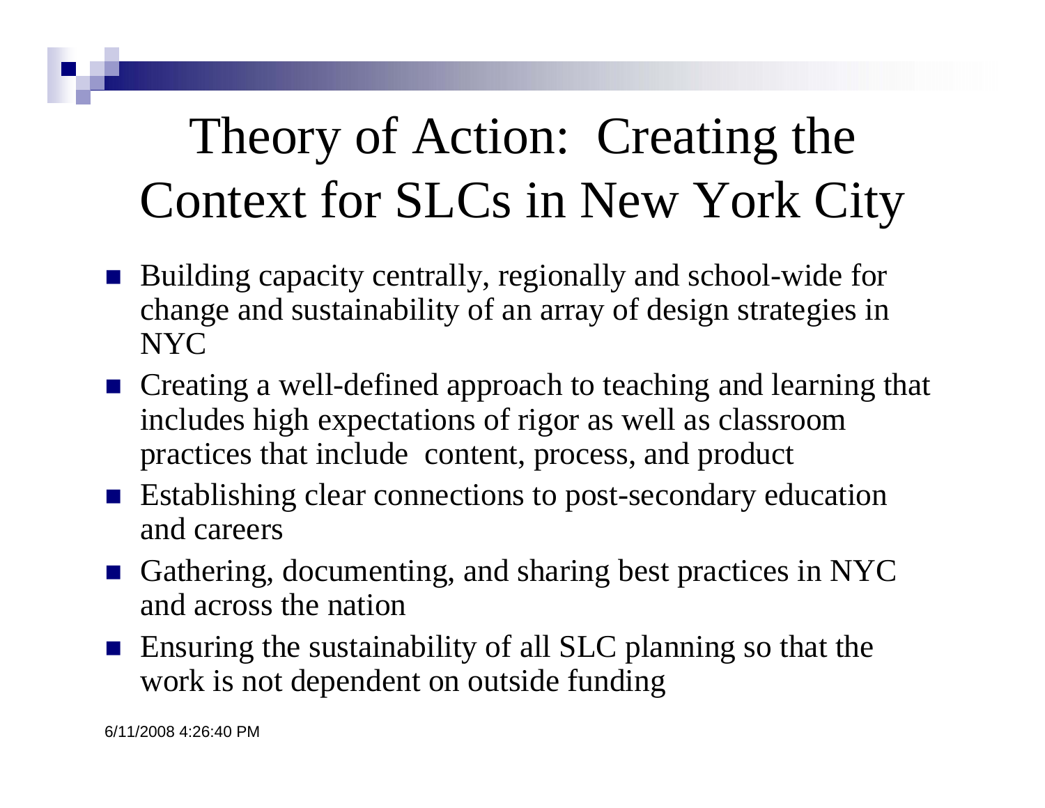# Theory of Action: Creating the Context for SLCs in New York City

- Building capacity centrally, regionally and school-wide for change and sustainability of an array of design strategies in NYC
- Creating a well-defined approach to teaching and learning that includes high expectations of rigor as well as classroom practices that include content, process, and product
- Establishing clear connections to post-secondary education and careers
- Gathering, documenting, and sharing best practices in NYC and across the nation
- Ensuring the sustainability of all SLC planning so that the work is not dependent on outside funding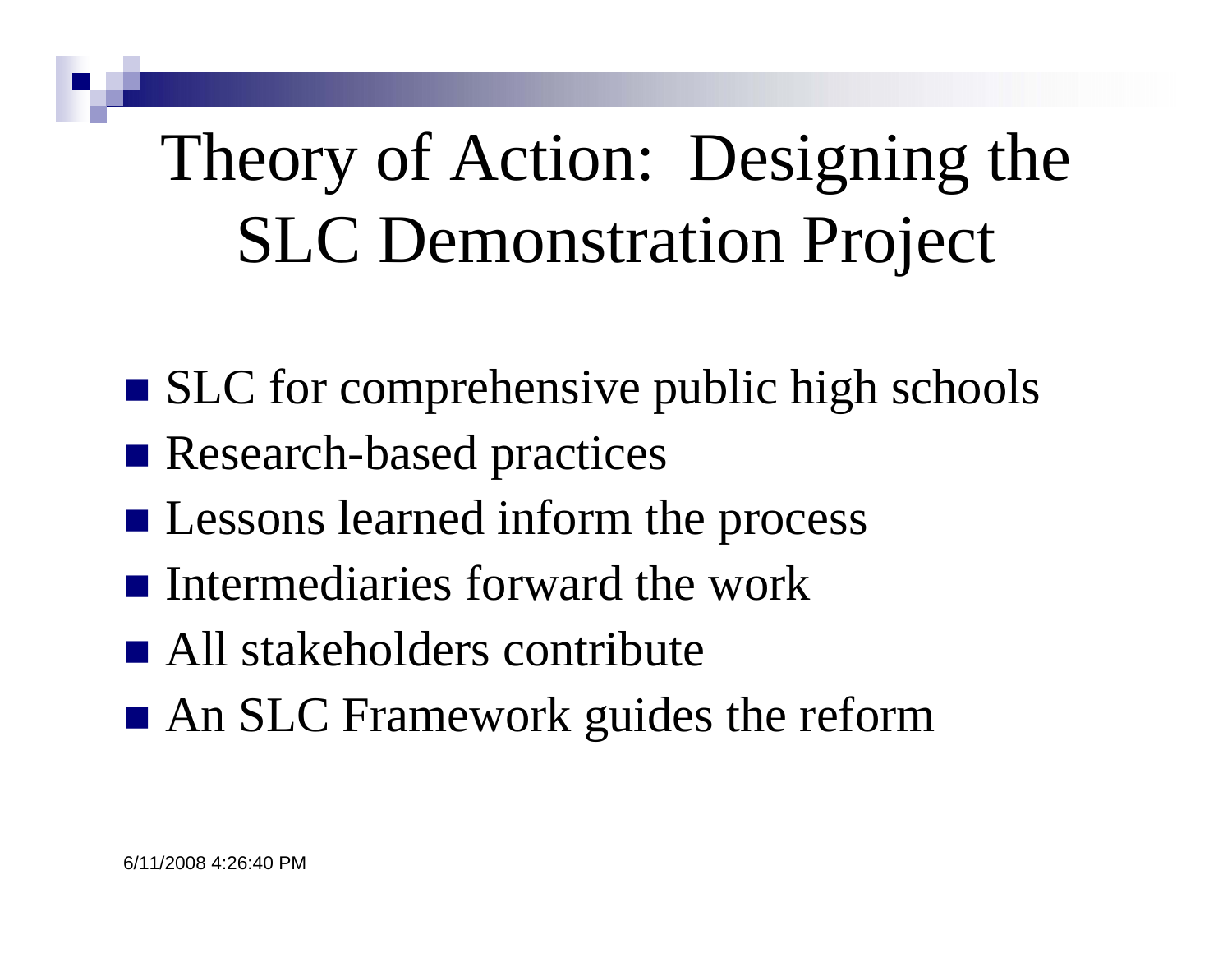# Theory of Action: Designing the SLC Demonstration Project

- SLC for comprehensive public high schools
- Research-based practices
- Lessons learned inform the process
- Intermediaries forward the work
- All stakeholders contribute
- An SLC Framework guides the reform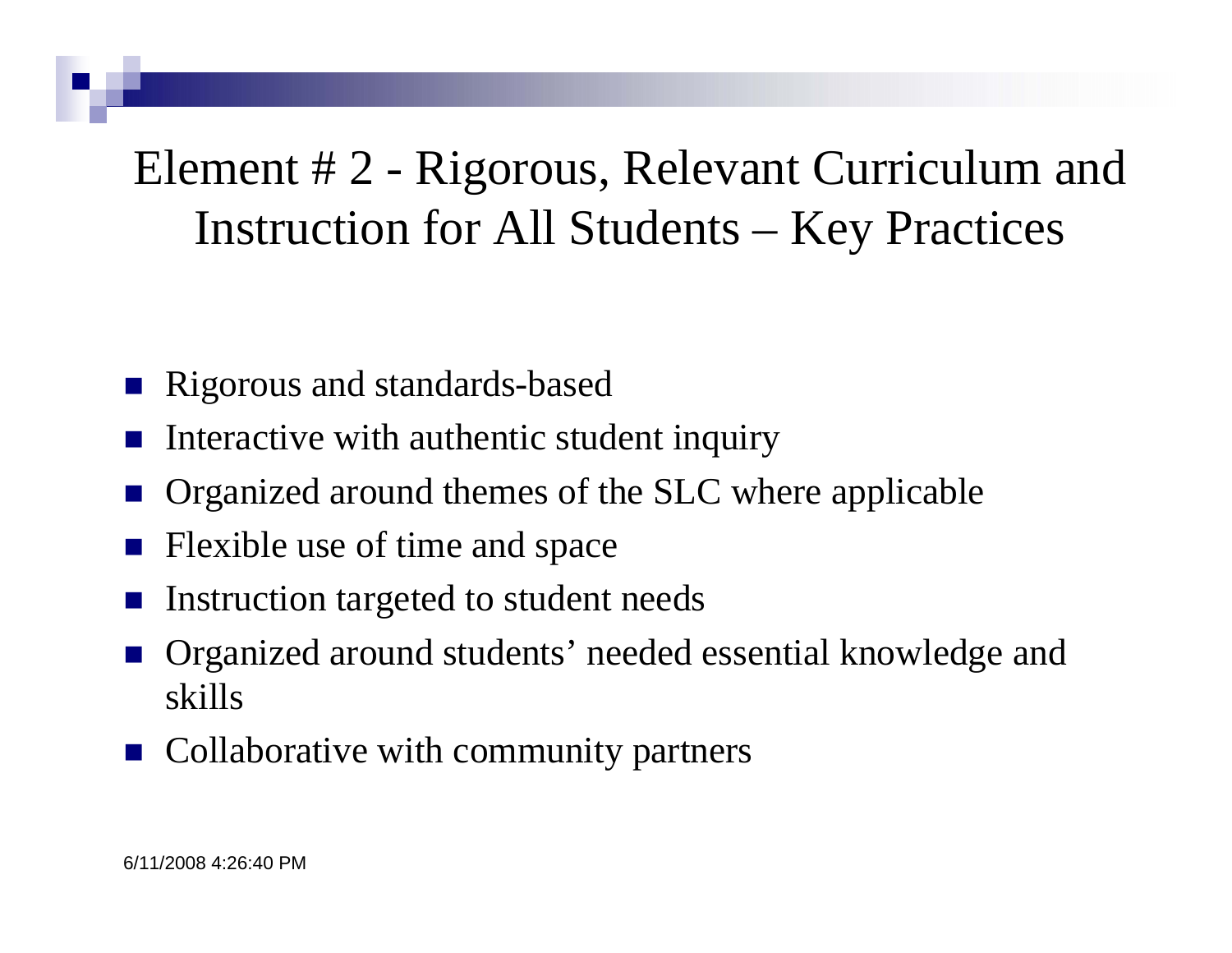# Element # 2 - Rigorous, Relevant Curriculum and Instruction for All Students – Key Practices

- Rigorous and standards-based
- Interactive with authentic student inquiry
- Organized around themes of the SLC where applicable
- Flexible use of time and space
- Instruction targeted to student needs
- Organized around students' needed essential knowledge and skills
- Collaborative with community partners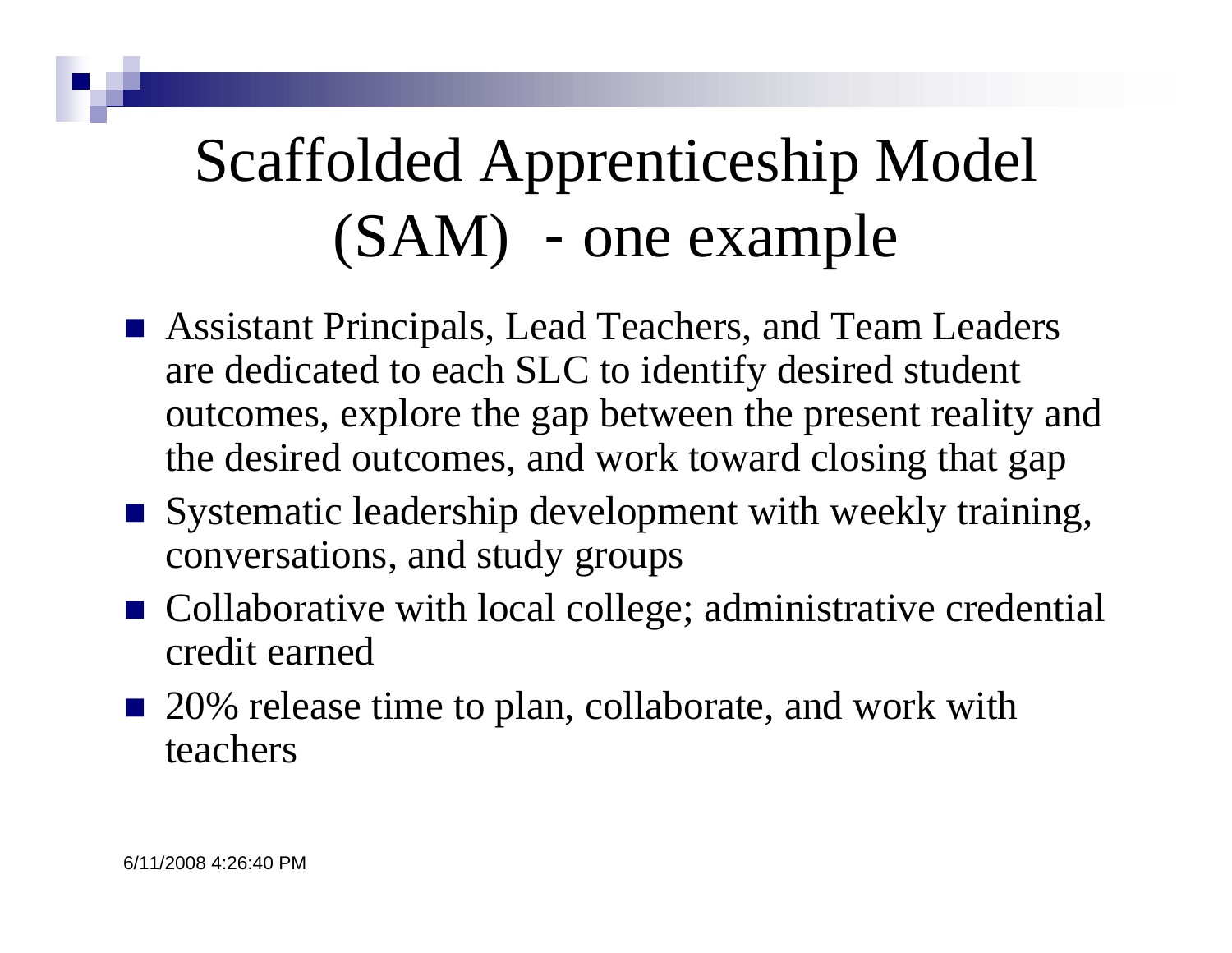# Scaffolded Apprenticeship Model (SAM) - one example

- Assistant Principals, Lead Teachers, and Team Leaders are dedicated to each SLC to identify desired student outcomes, explore the gap between the present reality and the desired outcomes, and work toward closing that gap
- Systematic leadership development with weekly training, conversations, and study groups
- Collaborative with local college; administrative credential credit earned
- 20% release time to plan, collaborate, and work with teachers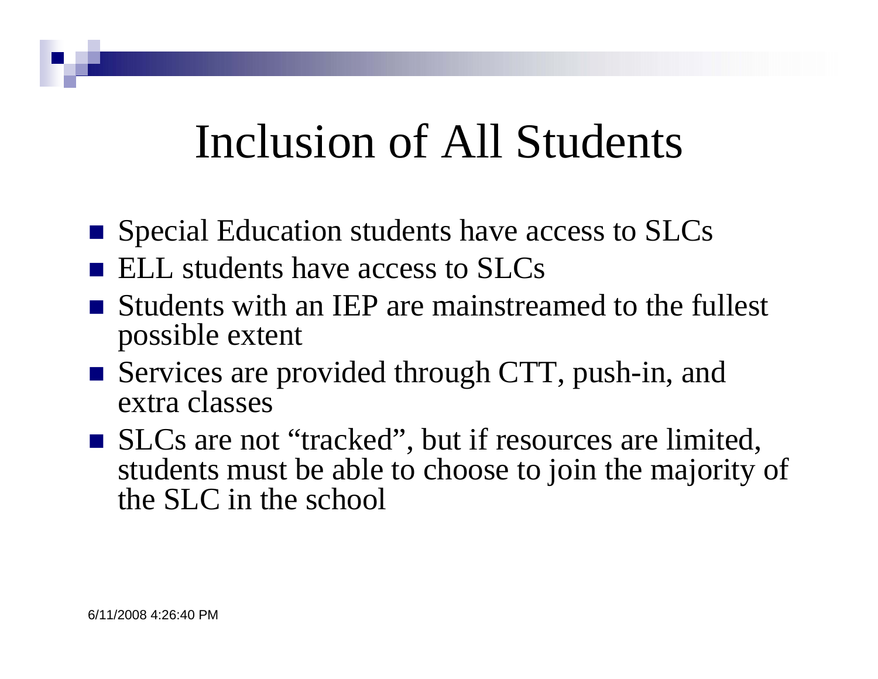# Inclusion of All Students

- Special Education students have access to SLCs
- ELL students have access to SLCs
- Students with an IEP are mainstreamed to the fullest possible extent
- Services are provided through CTT, push-in, and extra classes
- SLCs are not "tracked", but if resources are limited, students must be able to choose to join the majority of the SLC in the school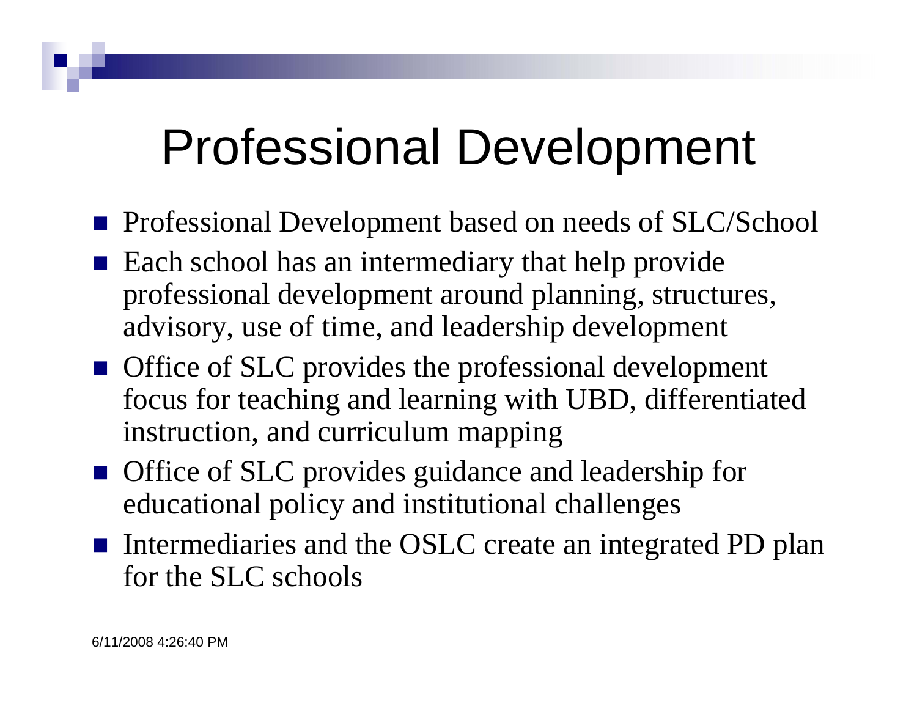# Professional Development

- Professional Development based on needs of SLC/School
- Each school has an intermediary that help provide professional development around planning, structures, advisory, use of time, and leadership development
- Office of SLC provides the professional development focus for teaching and learning with UBD, differentiated instruction, and curriculum mapping
- Office of SLC provides guidance and leadership for educational policy and institutional challenges
- Intermediaries and the OSLC create an integrated PD plan for the SLC schools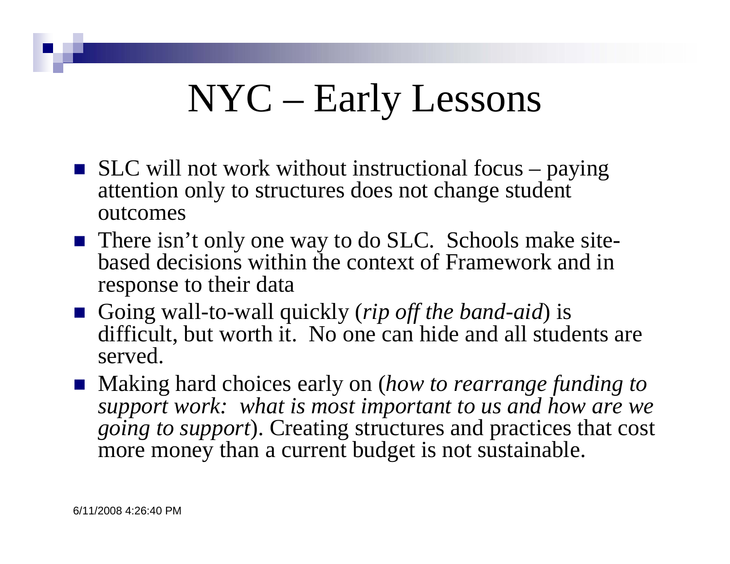# NYC – Early Lessons

- SLC will not work without instructional focus – paying attention only to structures does not change student outcomes
- There isn't only one way to do SLC. Schools make site-based decisions within the context of Framework and in response to their data
- Going wall-to-wall quickly (*rip off the band-aid*) is difficult, but worth it. No one can hide and all students are served.
- Making hard choices early on (*how to rearrange funding to support work: what is most important to us and how are we going to support*). Creating structures and practices that cost more money than a current budget is not sustainable.

6/11/2008 4:26:40 PM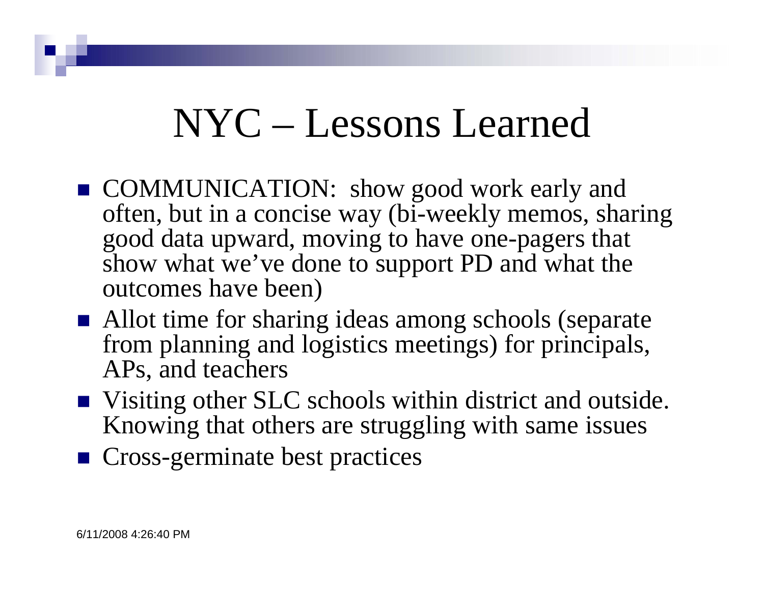# NYC – Lessons Learned

- COMMUNICATION: show good work early and often, but in a concise way (bi-weekly memos, sharing good data upward, moving to have one-pagers that show what we've done to support PD and what the outcomes have been)
- Allot time for sharing ideas among schools (separate from planning and logistics meetings) for principals, APs, and teachers
- Visiting other SLC schools within district and outside. Knowing that others are struggling with same issues
- Cross-germinate best practices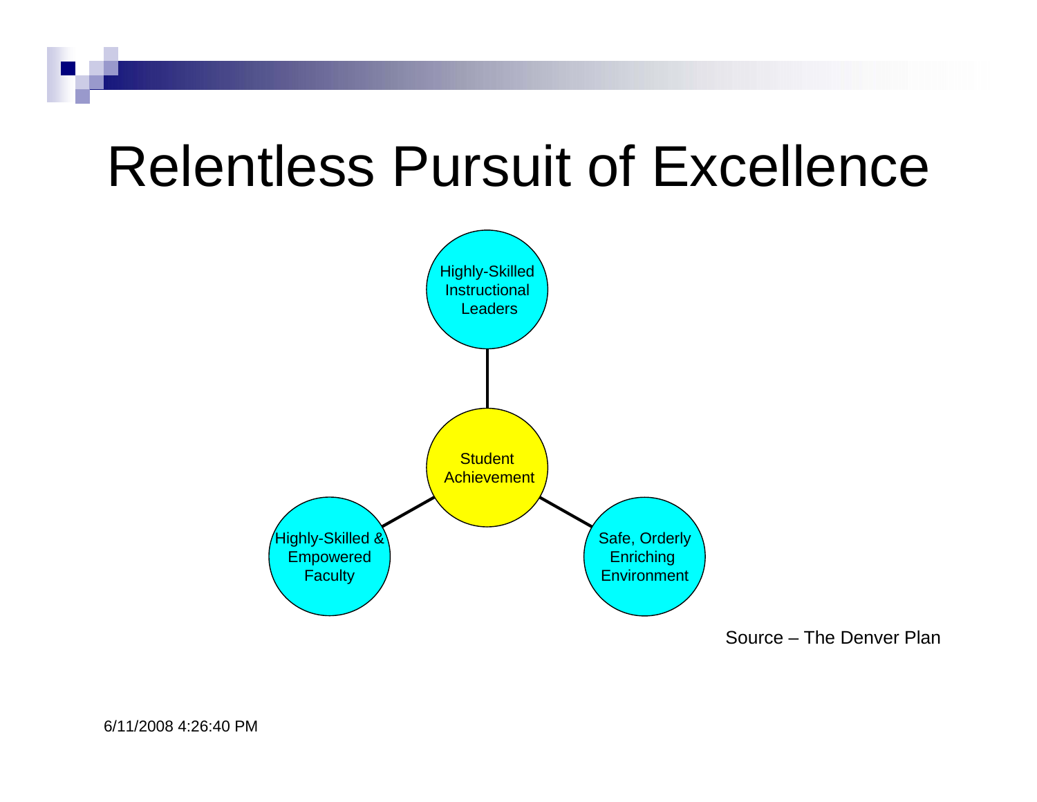# Relentless Pursuit of Excellence

Highly-Skilled Instructional Leaders

Student Achievement

Highly-Skilled & Empowered Faculty

Safe, Orderly Enriching Environment

Source – The Denver Plan

6/11/2008 4:26:40 PM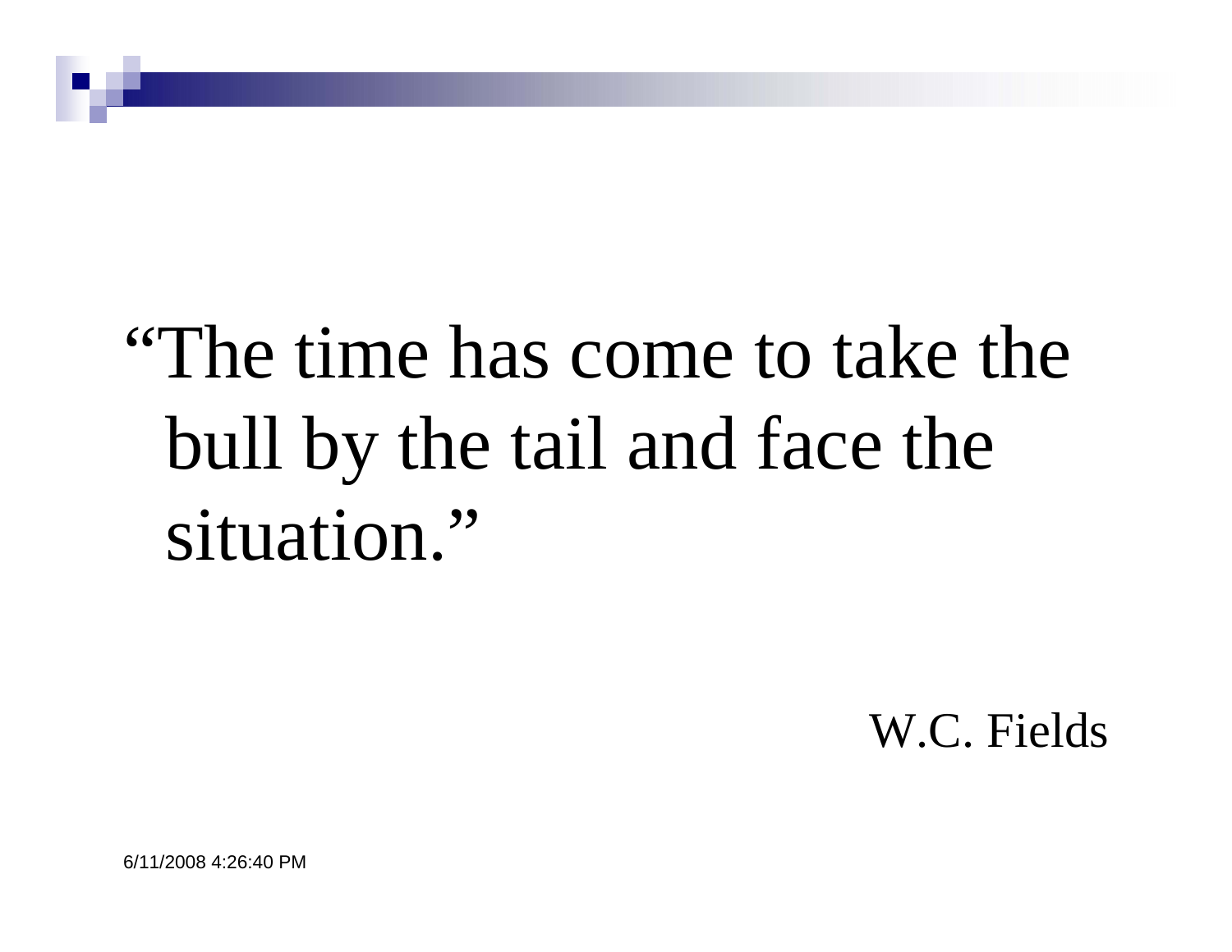"The time has come to take the bull by the tail and face the situation."

W.C. Fields

6/11/2008 4:26:40 PM